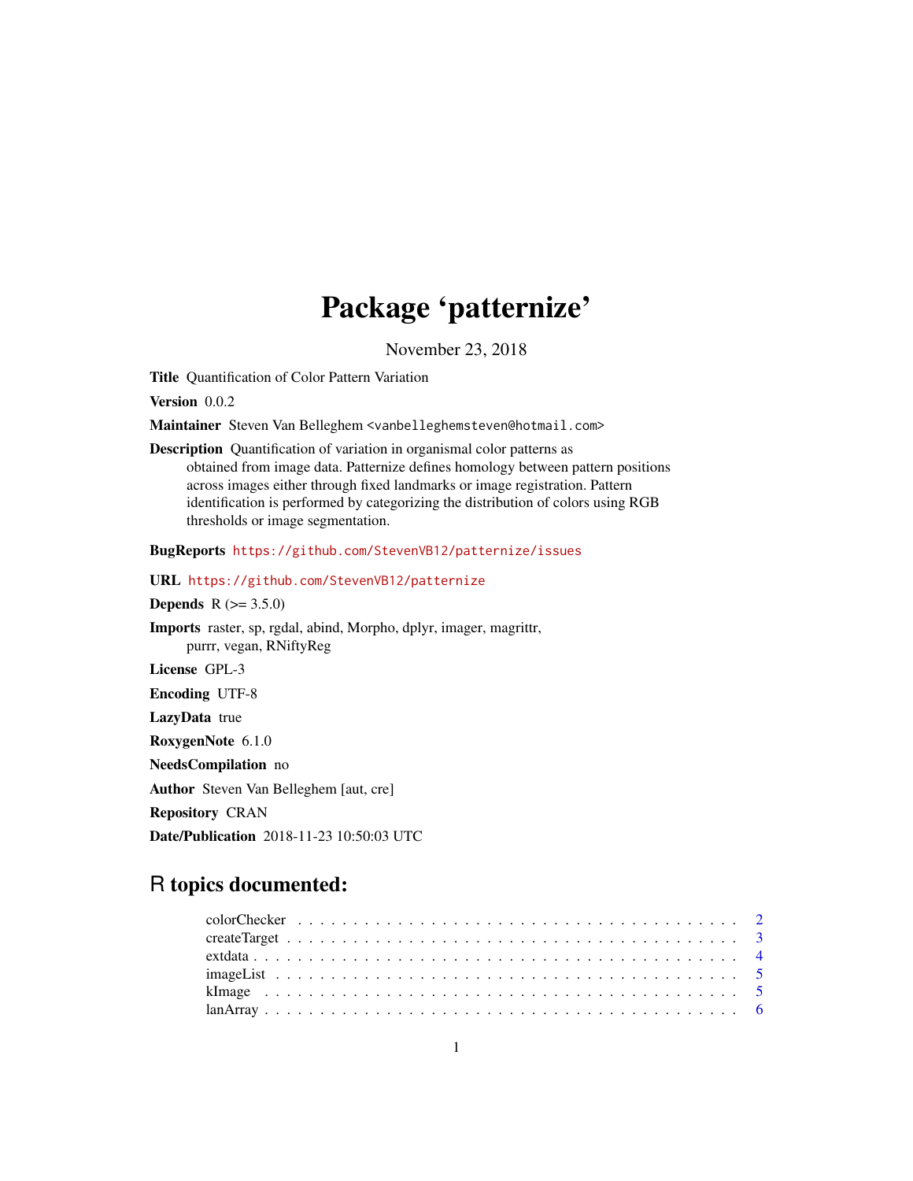# Package 'patternize'

November 23, 2018

**Title** Quantification of Color Pattern Variation

**Version** 0.0.2

**Maintainer** Steven Van Belleghem <vanbelleghemsteven@hotmail.com>

**Description** Quantification of variation in organismal color patterns as obtained from image data. Patternize defines homology between pattern positions across images either through fixed landmarks or image registration. Pattern identification is performed by categorizing the distribution of colors using RGB thresholds or image segmentation.

**BugReports** https://github.com/StevenVB12/patternize/issues

**URL** https://github.com/StevenVB12/patternize

**Depends** R (>= 3.5.0)

**Imports** raster, sp, rgdal, abind, Morpho, dplyr, imager, magrittr, purrr, vegan, RNiftyReg

**License** GPL-3

**Encoding** UTF-8

**LazyData** true

**RoxygenNote** 6.1.0

**NeedsCompilation** no

**Author** Steven Van Belleghem [aut, cre]

**Repository** CRAN

**Date/Publication** 2018-11-23 10:50:03 UTC

## R topics documented:

colorChecker . . . . . . . . . . . . . . . . . . . . . . . . . . . . . . . . . . . . . . . 2
createTarget . . . . . . . . . . . . . . . . . . . . . . . . . . . . . . . . . . . . . . . 3
extdata . . . . . . . . . . . . . . . . . . . . . . . . . . . . . . . . . . . . . . . . . . 4
imageList . . . . . . . . . . . . . . . . . . . . . . . . . . . . . . . . . . . . . . . . 5
kImage . . . . . . . . . . . . . . . . . . . . . . . . . . . . . . . . . . . . . . . . . 5
lanArray . . . . . . . . . . . . . . . . . . . . . . . . . . . . . . . . . . . . . . . . 6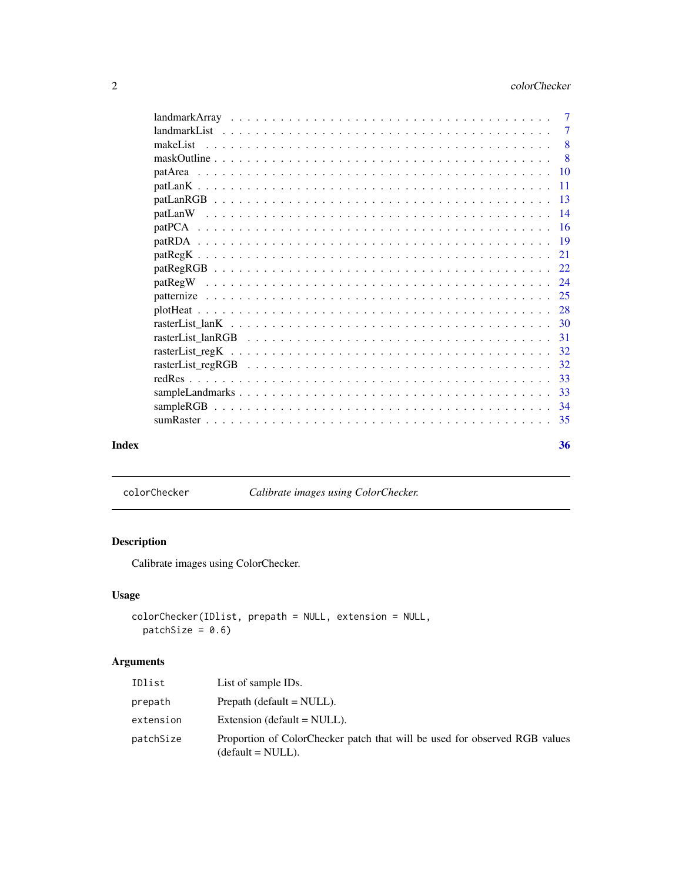landmarkArray . . . . . . . . . . . . . . . . . . . . . . . . . . . . . . . . . . . . . 7
landmarkList . . . . . . . . . . . . . . . . . . . . . . . . . . . . . . . . . . . . . . 7
makeList . . . . . . . . . . . . . . . . . . . . . . . . . . . . . . . . . . . . . . . . 8
maskOutline . . . . . . . . . . . . . . . . . . . . . . . . . . . . . . . . . . . . . . 8
patArea . . . . . . . . . . . . . . . . . . . . . . . . . . . . . . . . . . . . . . . . 10
patLanK . . . . . . . . . . . . . . . . . . . . . . . . . . . . . . . . . . . . . . . . 11
patLanRGB . . . . . . . . . . . . . . . . . . . . . . . . . . . . . . . . . . . . . . 13
patLanW . . . . . . . . . . . . . . . . . . . . . . . . . . . . . . . . . . . . . . . . 14
patPCA . . . . . . . . . . . . . . . . . . . . . . . . . . . . . . . . . . . . . . . . 16
patRDA . . . . . . . . . . . . . . . . . . . . . . . . . . . . . . . . . . . . . . . . 19
patRegK . . . . . . . . . . . . . . . . . . . . . . . . . . . . . . . . . . . . . . . . 21
patRegRGB . . . . . . . . . . . . . . . . . . . . . . . . . . . . . . . . . . . . . . 22
patRegW . . . . . . . . . . . . . . . . . . . . . . . . . . . . . . . . . . . . . . . . 24
patternize . . . . . . . . . . . . . . . . . . . . . . . . . . . . . . . . . . . . . . 25
plotHeat . . . . . . . . . . . . . . . . . . . . . . . . . . . . . . . . . . . . . . . 28
rasterList_lanK . . . . . . . . . . . . . . . . . . . . . . . . . . . . . . . . . . . 30
rasterList_lanRGB . . . . . . . . . . . . . . . . . . . . . . . . . . . . . . . . . 31
rasterList_regK . . . . . . . . . . . . . . . . . . . . . . . . . . . . . . . . . . . 32
rasterList_regRGB . . . . . . . . . . . . . . . . . . . . . . . . . . . . . . . . . 32
redRes . . . . . . . . . . . . . . . . . . . . . . . . . . . . . . . . . . . . . . . . 33
sampleLandmarks . . . . . . . . . . . . . . . . . . . . . . . . . . . . . . . . . . 33
sampleRGB . . . . . . . . . . . . . . . . . . . . . . . . . . . . . . . . . . . . . . 34
sumRaster . . . . . . . . . . . . . . . . . . . . . . . . . . . . . . . . . . . . . . 35

**Index** **36**

---

`colorChecker` *Calibrate images using ColorChecker.*

---

### Description

Calibrate images using ColorChecker.

### Usage

```
colorChecker(IDlist, prepath = NULL, extension = NULL,
  patchSize = 0.6)
```

### Arguments

| | |
|---|---|
| `IDlist` | List of sample IDs. |
| `prepath` | Prepath (default = NULL). |
| `extension` | Extension (default = NULL). |
| `patchSize` | Proportion of ColorChecker patch that will be used for observed RGB values (default = NULL). |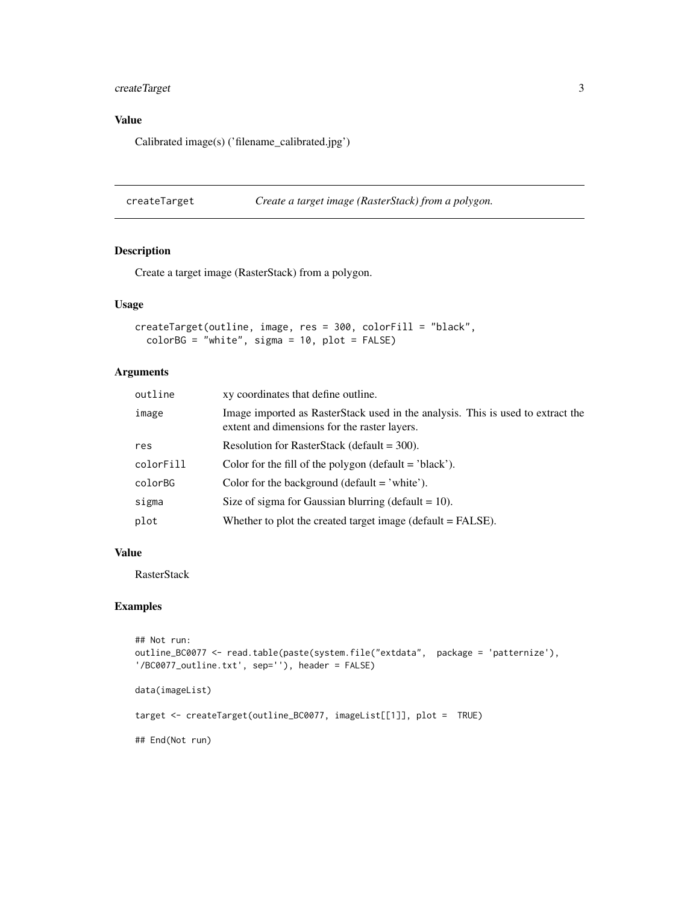### Value

Calibrated image(s) ('filename_calibrated.jpg')

---

## createTarget    *Create a target image (RasterStack) from a polygon.*

---

### Description

Create a target image (RasterStack) from a polygon.

### Usage

```
createTarget(outline, image, res = 300, colorFill = "black",
  colorBG = "white", sigma = 10, plot = FALSE)
```

### Arguments

| | |
|---|---|
| `outline` | xy coordinates that define outline. |
| `image` | Image imported as RasterStack used in the analysis. This is used to extract the extent and dimensions for the raster layers. |
| `res` | Resolution for RasterStack (default = 300). |
| `colorFill` | Color for the fill of the polygon (default = 'black'). |
| `colorBG` | Color for the background (default = 'white'). |
| `sigma` | Size of sigma for Gaussian blurring (default = 10). |
| `plot` | Whether to plot the created target image (default = FALSE). |

### Value

RasterStack

### Examples

```
## Not run:
outline_BC0077 <- read.table(paste(system.file("extdata",  package = 'patternize'),
'/BC0077_outline.txt', sep=''), header = FALSE)

data(imageList)

target <- createTarget(outline_BC0077, imageList[[1]], plot =  TRUE)

## End(Not run)
```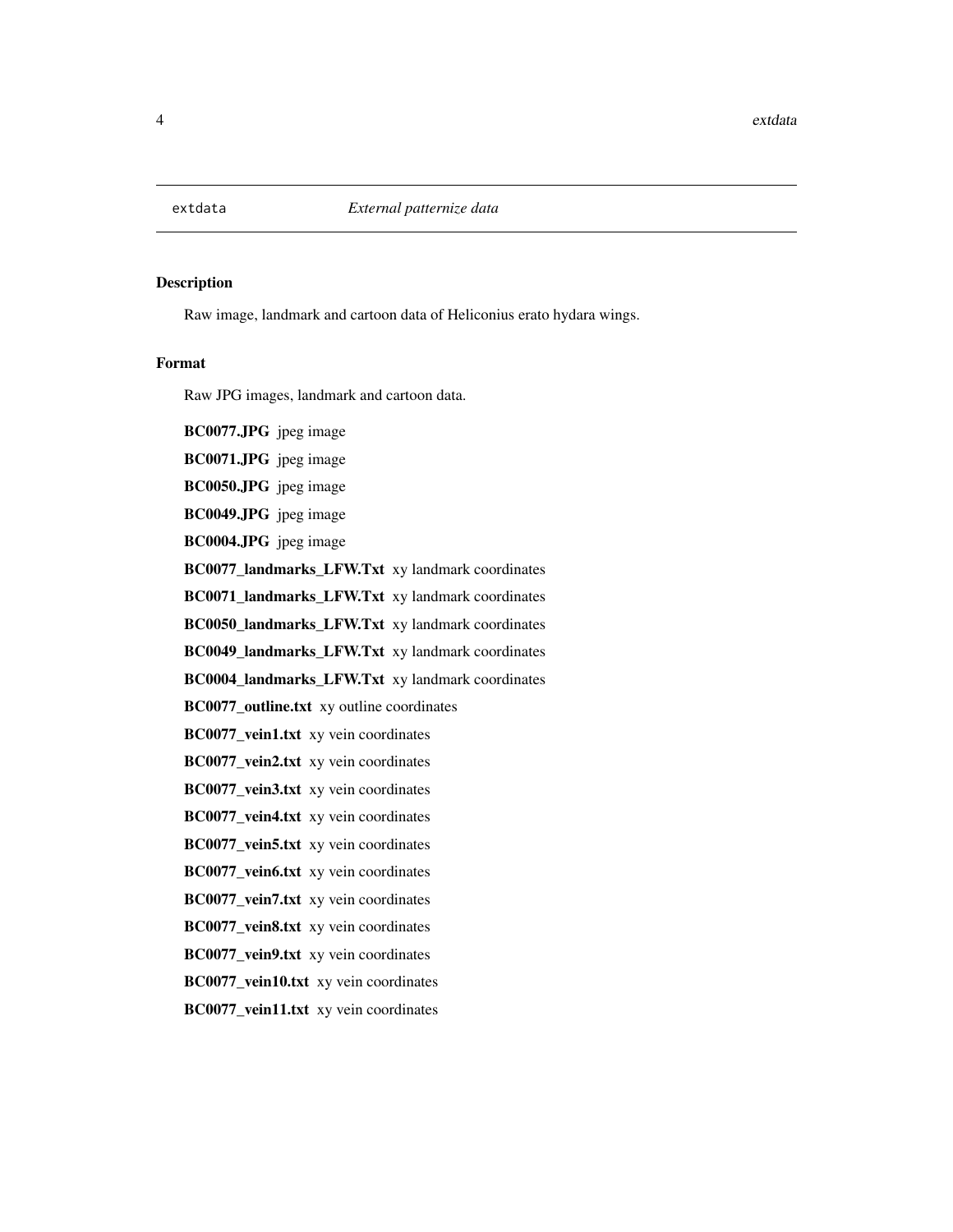extdata *External patternize data*

## Description

Raw image, landmark and cartoon data of Heliconius erato hydara wings.

## Format

Raw JPG images, landmark and cartoon data.

**BC0077.JPG** jpeg image

**BC0071.JPG** jpeg image

**BC0050.JPG** jpeg image

**BC0049.JPG** jpeg image

**BC0004.JPG** jpeg image

**BC0077_landmarks_LFW.Txt** xy landmark coordinates

**BC0071_landmarks_LFW.Txt** xy landmark coordinates

**BC0050_landmarks_LFW.Txt** xy landmark coordinates

**BC0049_landmarks_LFW.Txt** xy landmark coordinates

**BC0004_landmarks_LFW.Txt** xy landmark coordinates

**BC0077_outline.txt** xy outline coordinates

**BC0077_vein1.txt** xy vein coordinates

**BC0077_vein2.txt** xy vein coordinates

**BC0077_vein3.txt** xy vein coordinates

**BC0077_vein4.txt** xy vein coordinates

**BC0077_vein5.txt** xy vein coordinates

**BC0077_vein6.txt** xy vein coordinates

**BC0077_vein7.txt** xy vein coordinates

**BC0077_vein8.txt** xy vein coordinates

**BC0077_vein9.txt** xy vein coordinates

**BC0077_vein10.txt** xy vein coordinates

**BC0077_vein11.txt** xy vein coordinates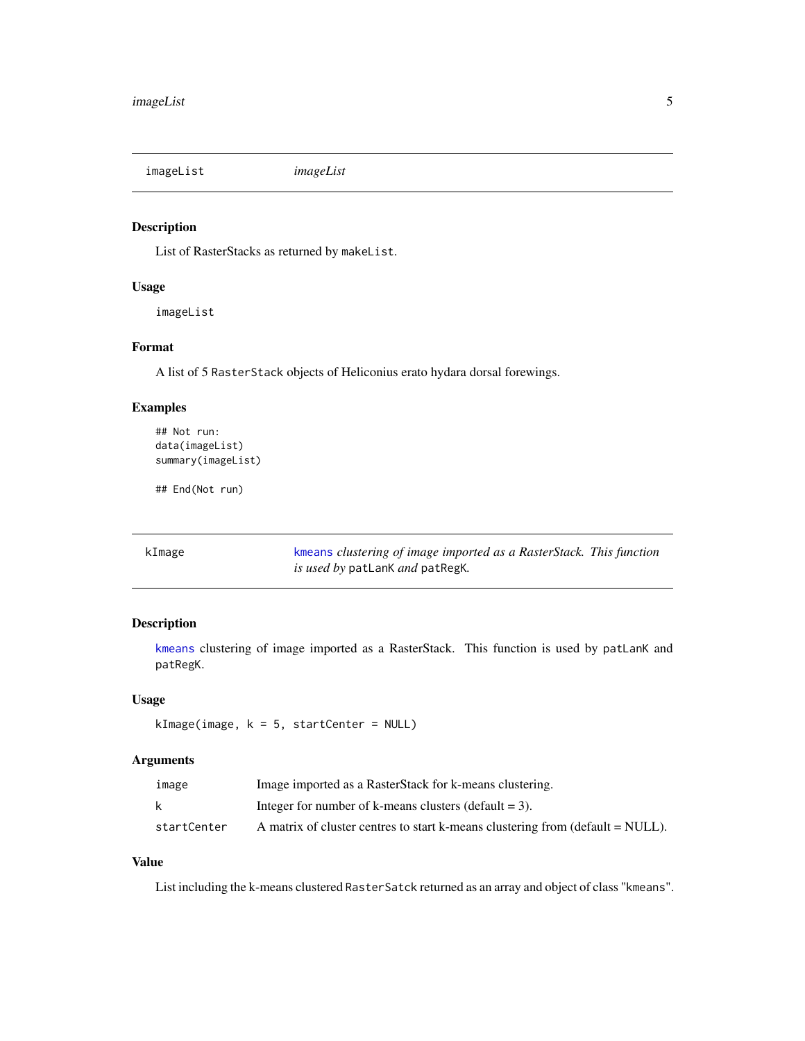imageList *imageList*

## Description

List of RasterStacks as returned by `makeList`.

## Usage

```
imageList
```

## Format

A list of 5 `RasterStack` objects of Heliconius erato hydara dorsal forewings.

## Examples

```
## Not run:
data(imageList)
summary(imageList)

## End(Not run)
```

---

kImage *kmeans clustering of image imported as a RasterStack. This function is used by* `patLanK` *and* `patRegK`*.*

## Description

`kmeans` clustering of image imported as a RasterStack. This function is used by `patLanK` and `patRegK`.

## Usage

```
kImage(image, k = 5, startCenter = NULL)
```

## Arguments

| | |
|---|---|
| image | Image imported as a RasterStack for k-means clustering. |
| k | Integer for number of k-means clusters (default = 3). |
| startCenter | A matrix of cluster centres to start k-means clustering from (default = NULL). |

## Value

List including the k-means clustered `RasterSatck` returned as an array and object of class "`kmeans`".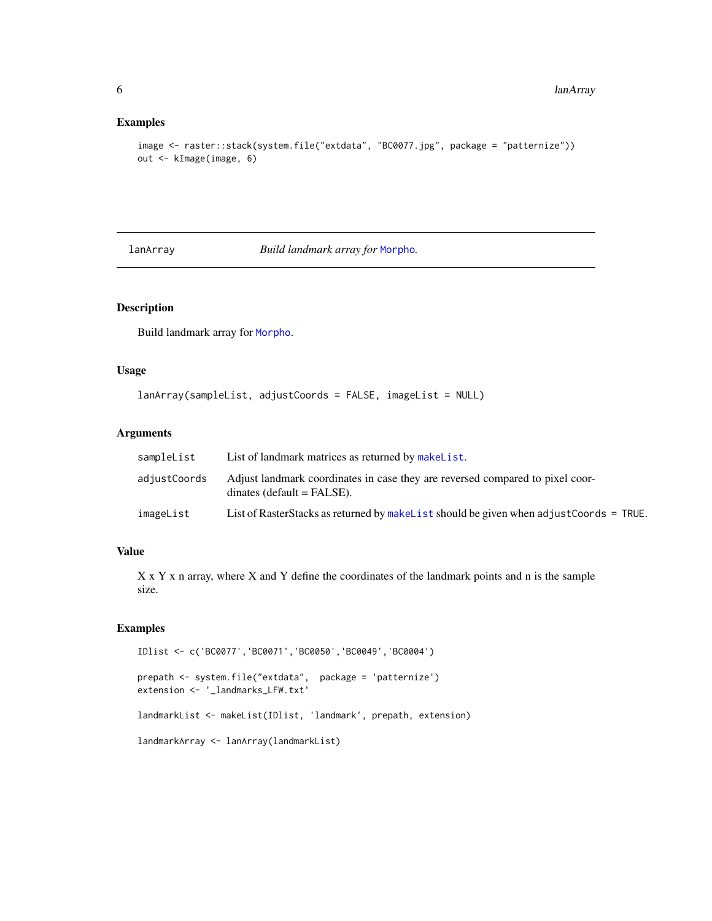## Examples

```
image <- raster::stack(system.file("extdata", "BC0077.jpg", package = "patternize"))
out <- kImage(image, 6)
```

---

## lanArray — *Build landmark array for Morpho.*

---

### Description

Build landmark array for Morpho.

### Usage

```
lanArray(sampleList, adjustCoords = FALSE, imageList = NULL)
```

### Arguments

| | |
|---|---|
| sampleList | List of landmark matrices as returned by makeList. |
| adjustCoords | Adjust landmark coordinates in case they are reversed compared to pixel coordinates (default = FALSE). |
| imageList | List of RasterStacks as returned by makeList should be given when adjustCoords = TRUE. |

### Value

X x Y x n array, where X and Y define the coordinates of the landmark points and n is the sample size.

### Examples

```
IDlist <- c('BC0077','BC0071','BC0050','BC0049','BC0004')

prepath <- system.file("extdata",  package = 'patternize')
extension <- '_landmarks_LFW.txt'

landmarkList <- makeList(IDlist, 'landmark', prepath, extension)

landmarkArray <- lanArray(landmarkList)
```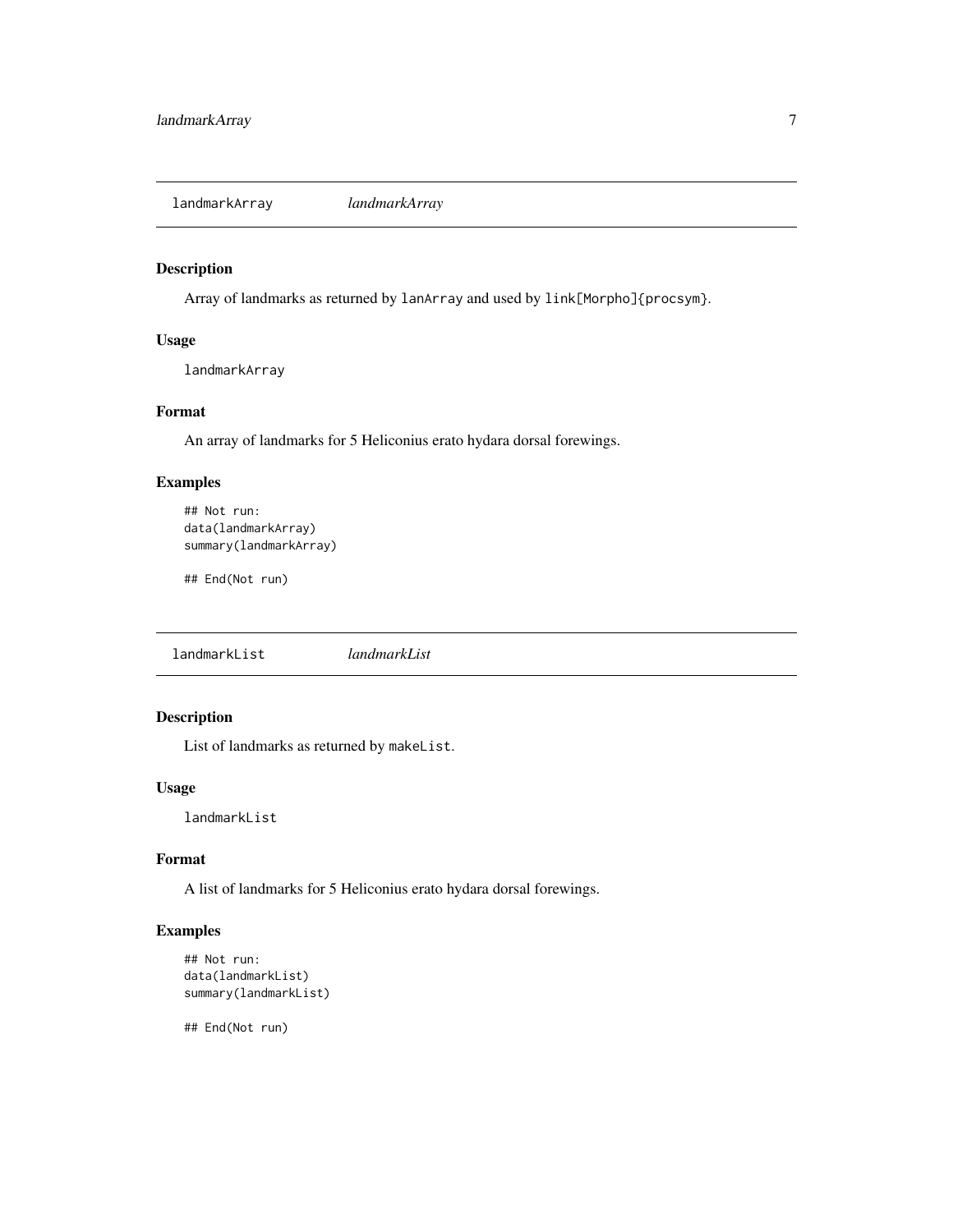## landmarkArray *landmarkArray*

### Description

Array of landmarks as returned by `lanArray` and used by `link[Morpho]{procsym}`.

### Usage

```
landmarkArray
```

### Format

An array of landmarks for 5 Heliconius erato hydara dorsal forewings.

### Examples

```
## Not run:
data(landmarkArray)
summary(landmarkArray)

## End(Not run)
```

## landmarkList *landmarkList*

### Description

List of landmarks as returned by `makeList`.

### Usage

```
landmarkList
```

### Format

A list of landmarks for 5 Heliconius erato hydara dorsal forewings.

### Examples

```
## Not run:
data(landmarkList)
summary(landmarkList)

## End(Not run)
```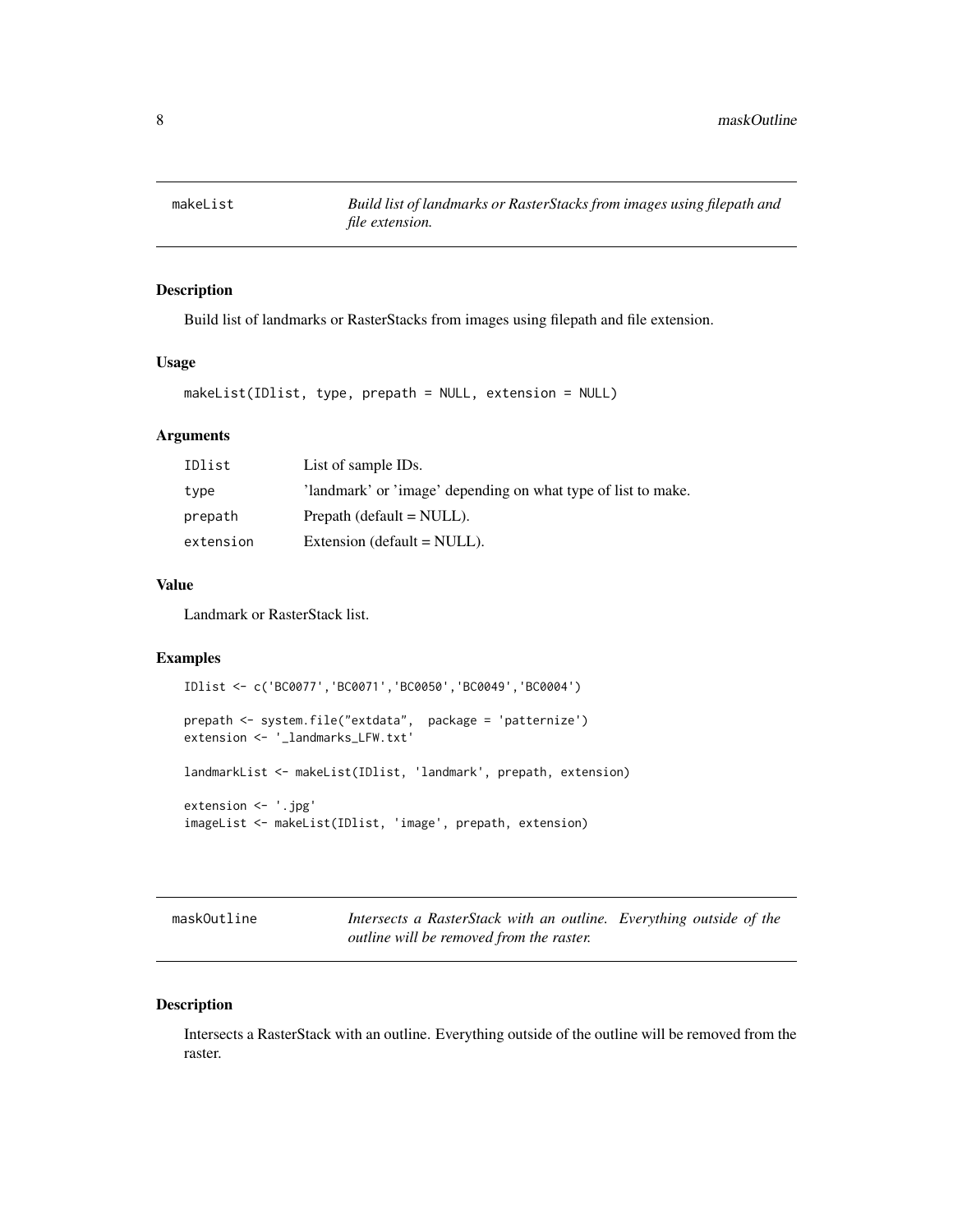## makeList

*Build list of landmarks or RasterStacks from images using filepath and file extension.*

### Description

Build list of landmarks or RasterStacks from images using filepath and file extension.

### Usage

```
makeList(IDlist, type, prepath = NULL, extension = NULL)
```

### Arguments

| | |
|---|---|
| IDlist | List of sample IDs. |
| type | 'landmark' or 'image' depending on what type of list to make. |
| prepath | Prepath (default = NULL). |
| extension | Extension (default = NULL). |

### Value

Landmark or RasterStack list.

### Examples

```
IDlist <- c('BC0077','BC0071','BC0050','BC0049','BC0004')

prepath <- system.file("extdata",  package = 'patternize')
extension <- '_landmarks_LFW.txt'

landmarkList <- makeList(IDlist, 'landmark', prepath, extension)

extension <- '.jpg'
imageList <- makeList(IDlist, 'image', prepath, extension)
```

## maskOutline

*Intersects a RasterStack with an outline. Everything outside of the outline will be removed from the raster.*

### Description

Intersects a RasterStack with an outline. Everything outside of the outline will be removed from the raster.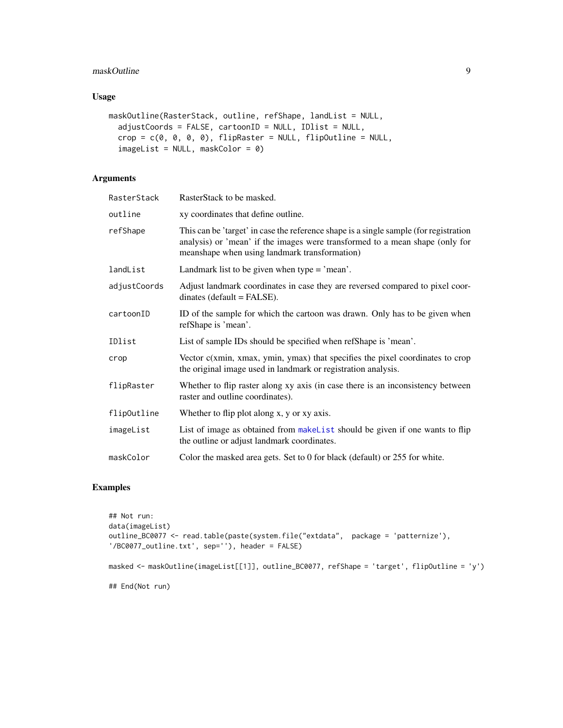## Usage

```
maskOutline(RasterStack, outline, refShape, landList = NULL,
  adjustCoords = FALSE, cartoonID = NULL, IDlist = NULL,
  crop = c(0, 0, 0, 0), flipRaster = NULL, flipOutline = NULL,
  imageList = NULL, maskColor = 0)
```

## Arguments

| Argument | Description |
|---|---|
| RasterStack | RasterStack to be masked. |
| outline | xy coordinates that define outline. |
| refShape | This can be 'target' in case the reference shape is a single sample (for registration analysis) or 'mean' if the images were transformed to a mean shape (only for meanshape when using landmark transformation) |
| landList | Landmark list to be given when type = 'mean'. |
| adjustCoords | Adjust landmark coordinates in case they are reversed compared to pixel coordinates (default = FALSE). |
| cartoonID | ID of the sample for which the cartoon was drawn. Only has to be given when refShape is 'mean'. |
| IDlist | List of sample IDs should be specified when refShape is 'mean'. |
| crop | Vector c(xmin, xmax, ymin, ymax) that specifies the pixel coordinates to crop the original image used in landmark or registration analysis. |
| flipRaster | Whether to flip raster along xy axis (in case there is an inconsistency between raster and outline coordinates). |
| flipOutline | Whether to flip plot along x, y or xy axis. |
| imageList | List of image as obtained from makeList should be given if one wants to flip the outline or adjust landmark coordinates. |
| maskColor | Color the masked area gets. Set to 0 for black (default) or 255 for white. |

## Examples

```
## Not run:
data(imageList)
outline_BC0077 <- read.table(paste(system.file("extdata",  package = 'patternize'),
'/BC0077_outline.txt', sep=''), header = FALSE)

masked <- maskOutline(imageList[[1]], outline_BC0077, refShape = 'target', flipOutline = 'y')

## End(Not run)
```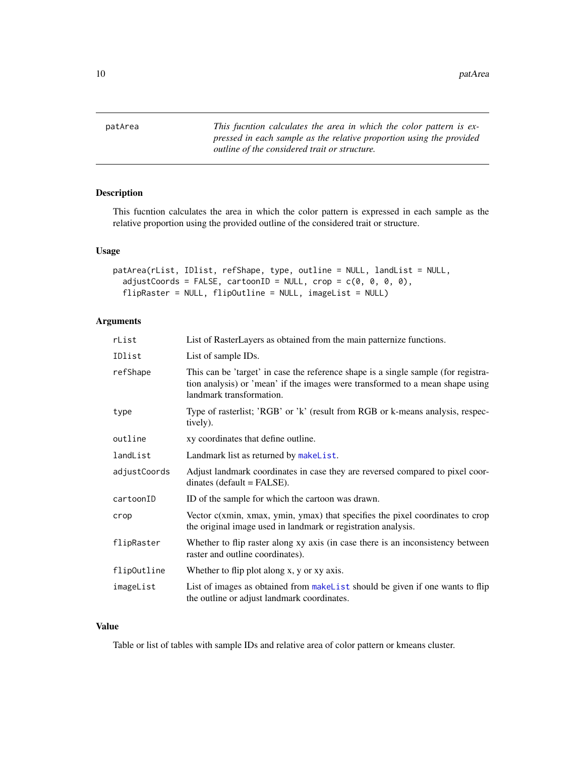patArea

*This fucntion calculates the area in which the color pattern is expressed in each sample as the relative proportion using the provided outline of the considered trait or structure.*

## Description

This fucntion calculates the area in which the color pattern is expressed in each sample as the relative proportion using the provided outline of the considered trait or structure.

## Usage

```
patArea(rList, IDlist, refShape, type, outline = NULL, landList = NULL,
  adjustCoords = FALSE, cartoonID = NULL, crop = c(0, 0, 0, 0),
  flipRaster = NULL, flipOutline = NULL, imageList = NULL)
```

## Arguments

| | |
|---|---|
| rList | List of RasterLayers as obtained from the main patternize functions. |
| IDlist | List of sample IDs. |
| refShape | This can be 'target' in case the reference shape is a single sample (for registration analysis) or 'mean' if the images were transformed to a mean shape using landmark transformation. |
| type | Type of rasterlist; 'RGB' or 'k' (result from RGB or k-means analysis, respectively). |
| outline | xy coordinates that define outline. |
| landList | Landmark list as returned by makeList. |
| adjustCoords | Adjust landmark coordinates in case they are reversed compared to pixel coordinates (default = FALSE). |
| cartoonID | ID of the sample for which the cartoon was drawn. |
| crop | Vector c(xmin, xmax, ymin, ymax) that specifies the pixel coordinates to crop the original image used in landmark or registration analysis. |
| flipRaster | Whether to flip raster along xy axis (in case there is an inconsistency between raster and outline coordinates). |
| flipOutline | Whether to flip plot along x, y or xy axis. |
| imageList | List of images as obtained from makeList should be given if one wants to flip the outline or adjust landmark coordinates. |

## Value

Table or list of tables with sample IDs and relative area of color pattern or kmeans cluster.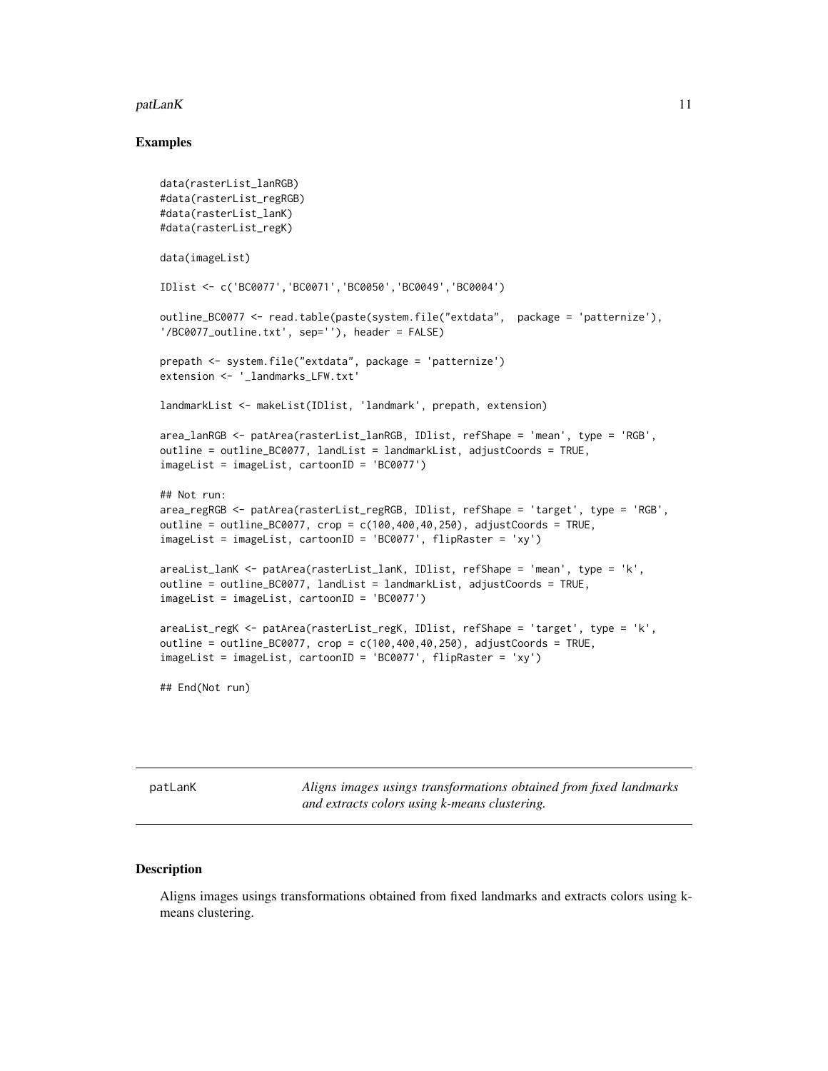### Examples

```
data(rasterList_lanRGB)
#data(rasterList_regRGB)
#data(rasterList_lanK)
#data(rasterList_regK)

data(imageList)

IDlist <- c('BC0077','BC0071','BC0050','BC0049','BC0004')

outline_BC0077 <- read.table(paste(system.file("extdata",  package = 'patternize'),
'/BC0077_outline.txt', sep=''), header = FALSE)

prepath <- system.file("extdata", package = 'patternize')
extension <- '_landmarks_LFW.txt'

landmarkList <- makeList(IDlist, 'landmark', prepath, extension)

area_lanRGB <- patArea(rasterList_lanRGB, IDlist, refShape = 'mean', type = 'RGB',
outline = outline_BC0077, landList = landmarkList, adjustCoords = TRUE,
imageList = imageList, cartoonID = 'BC0077')

## Not run:
area_regRGB <- patArea(rasterList_regRGB, IDlist, refShape = 'target', type = 'RGB',
outline = outline_BC0077, crop = c(100,400,40,250), adjustCoords = TRUE,
imageList = imageList, cartoonID = 'BC0077', flipRaster = 'xy')

areaList_lanK <- patArea(rasterList_lanK, IDlist, refShape = 'mean', type = 'k',
outline = outline_BC0077, landList = landmarkList, adjustCoords = TRUE,
imageList = imageList, cartoonID = 'BC0077')

areaList_regK <- patArea(rasterList_regK, IDlist, refShape = 'target', type = 'k',
outline = outline_BC0077, crop = c(100,400,40,250), adjustCoords = TRUE,
imageList = imageList, cartoonID = 'BC0077', flipRaster = 'xy')

## End(Not run)
```

---

## patLanK

*Aligns images usings transformations obtained from fixed landmarks and extracts colors using k-means clustering.*

---

### Description

Aligns images usings transformations obtained from fixed landmarks and extracts colors using k-means clustering.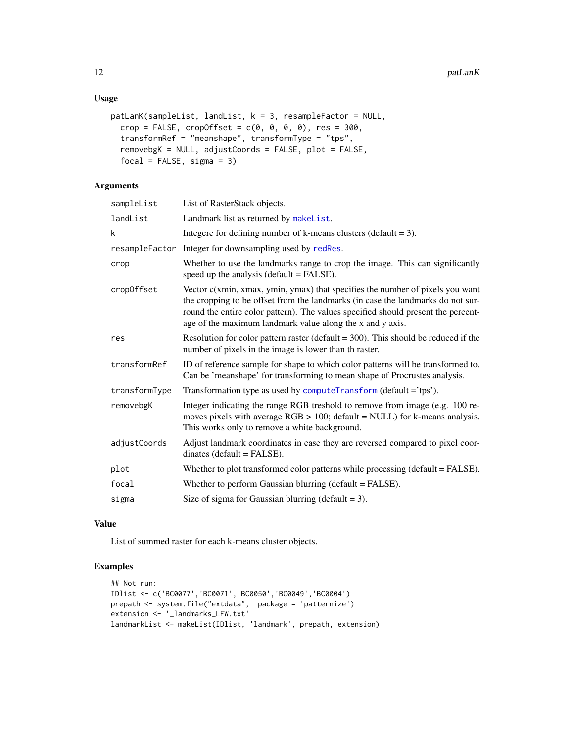## Usage

```
patLanK(sampleList, landList, k = 3, resampleFactor = NULL,
  crop = FALSE, cropOffset = c(0, 0, 0, 0), res = 300,
  transformRef = "meanshape", transformType = "tps",
  removebgK = NULL, adjustCoords = FALSE, plot = FALSE,
  focal = FALSE, sigma = 3)
```

## Arguments

| | |
|---|---|
| sampleList | List of RasterStack objects. |
| landList | Landmark list as returned by makeList. |
| k | Integere for defining number of k-means clusters (default = 3). |
| resampleFactor | Integer for downsampling used by redRes. |
| crop | Whether to use the landmarks range to crop the image. This can significantly speed up the analysis (default = FALSE). |
| cropOffset | Vector c(xmin, xmax, ymin, ymax) that specifies the number of pixels you want the cropping to be offset from the landmarks (in case the landmarks do not surround the entire color pattern). The values specified should present the percentage of the maximum landmark value along the x and y axis. |
| res | Resolution for color pattern raster (default = 300). This should be reduced if the number of pixels in the image is lower than th raster. |
| transformRef | ID of reference sample for shape to which color patterns will be transformed to. Can be 'meanshape' for transforming to mean shape of Procrustes analysis. |
| transformType | Transformation type as used by computeTransform (default ='tps'). |
| removebgK | Integer indicating the range RGB treshold to remove from image (e.g. 100 removes pixels with average RGB > 100; default = NULL) for k-means analysis. This works only to remove a white background. |
| adjustCoords | Adjust landmark coordinates in case they are reversed compared to pixel coordinates (default = FALSE). |
| plot | Whether to plot transformed color patterns while processing (default = FALSE). |
| focal | Whether to perform Gaussian blurring (default = FALSE). |
| sigma | Size of sigma for Gaussian blurring (default = 3). |

## Value

List of summed raster for each k-means cluster objects.

## Examples

```
## Not run:
IDlist <- c('BC0077','BC0071','BC0050','BC0049','BC0004')
prepath <- system.file("extdata",  package = 'patternize')
extension <- '_landmarks_LFW.txt'
landmarkList <- makeList(IDlist, 'landmark', prepath, extension)
```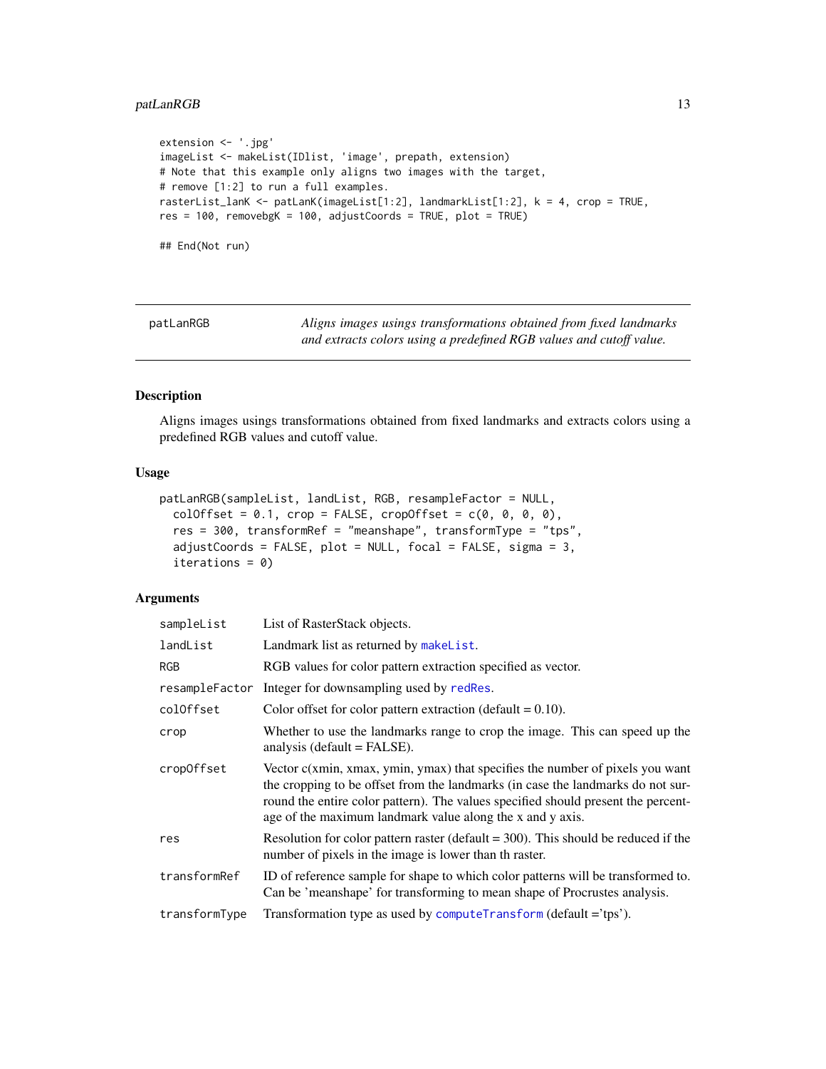```
extension <- '.jpg'
imageList <- makeList(IDlist, 'image', prepath, extension)
# Note that this example only aligns two images with the target,
# remove [1:2] to run a full examples.
rasterList_lanK <- patLanK(imageList[1:2], landmarkList[1:2], k = 4, crop = TRUE,
res = 100, removebgK = 100, adjustCoords = TRUE, plot = TRUE)

## End(Not run)
```

## patLanRGB

*Aligns images usings transformations obtained from fixed landmarks and extracts colors using a predefined RGB values and cutoff value.*

### Description

Aligns images usings transformations obtained from fixed landmarks and extracts colors using a predefined RGB values and cutoff value.

### Usage

```
patLanRGB(sampleList, landList, RGB, resampleFactor = NULL,
  colOffset = 0.1, crop = FALSE, cropOffset = c(0, 0, 0, 0),
  res = 300, transformRef = "meanshape", transformType = "tps",
  adjustCoords = FALSE, plot = NULL, focal = FALSE, sigma = 3,
  iterations = 0)
```

### Arguments

| Argument | Description |
|---|---|
| sampleList | List of RasterStack objects. |
| landList | Landmark list as returned by makeList. |
| RGB | RGB values for color pattern extraction specified as vector. |
| resampleFactor | Integer for downsampling used by redRes. |
| colOffset | Color offset for color pattern extraction (default = 0.10). |
| crop | Whether to use the landmarks range to crop the image. This can speed up the analysis (default = FALSE). |
| cropOffset | Vector c(xmin, xmax, ymin, ymax) that specifies the number of pixels you want the cropping to be offset from the landmarks (in case the landmarks do not surround the entire color pattern). The values specified should present the percentage of the maximum landmark value along the x and y axis. |
| res | Resolution for color pattern raster (default = 300). This should be reduced if the number of pixels in the image is lower than th raster. |
| transformRef | ID of reference sample for shape to which color patterns will be transformed to. Can be 'meanshape' for transforming to mean shape of Procrustes analysis. |
| transformType | Transformation type as used by computeTransform (default ='tps'). |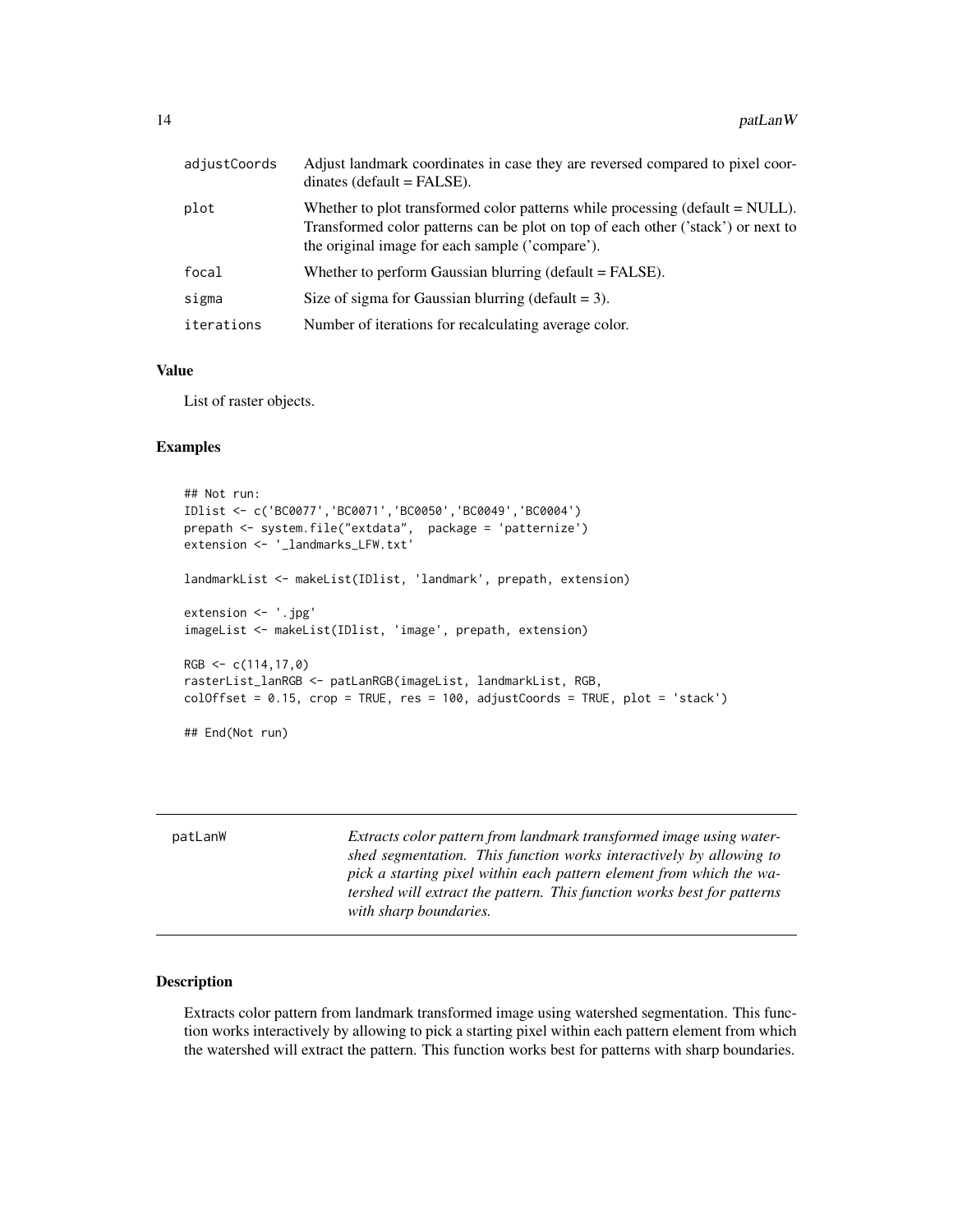| | |
|---|---|
| adjustCoords | Adjust landmark coordinates in case they are reversed compared to pixel coordinates (default = FALSE). |
| plot | Whether to plot transformed color patterns while processing (default = NULL). Transformed color patterns can be plot on top of each other ('stack') or next to the original image for each sample ('compare'). |
| focal | Whether to perform Gaussian blurring (default = FALSE). |
| sigma | Size of sigma for Gaussian blurring (default = 3). |
| iterations | Number of iterations for recalculating average color. |

### Value

List of raster objects.

### Examples

```
## Not run:
IDlist <- c('BC0077','BC0071','BC0050','BC0049','BC0004')
prepath <- system.file("extdata",  package = 'patternize')
extension <- '_landmarks_LFW.txt'

landmarkList <- makeList(IDlist, 'landmark', prepath, extension)

extension <- '.jpg'
imageList <- makeList(IDlist, 'image', prepath, extension)

RGB <- c(114,17,0)
rasterList_lanRGB <- patLanRGB(imageList, landmarkList, RGB,
colOffset = 0.15, crop = TRUE, res = 100, adjustCoords = TRUE, plot = 'stack')

## End(Not run)
```

## patLanW

*Extracts color pattern from landmark transformed image using watershed segmentation. This function works interactively by allowing to pick a starting pixel within each pattern element from which the watershed will extract the pattern. This function works best for patterns with sharp boundaries.*

### Description

Extracts color pattern from landmark transformed image using watershed segmentation. This function works interactively by allowing to pick a starting pixel within each pattern element from which the watershed will extract the pattern. This function works best for patterns with sharp boundaries.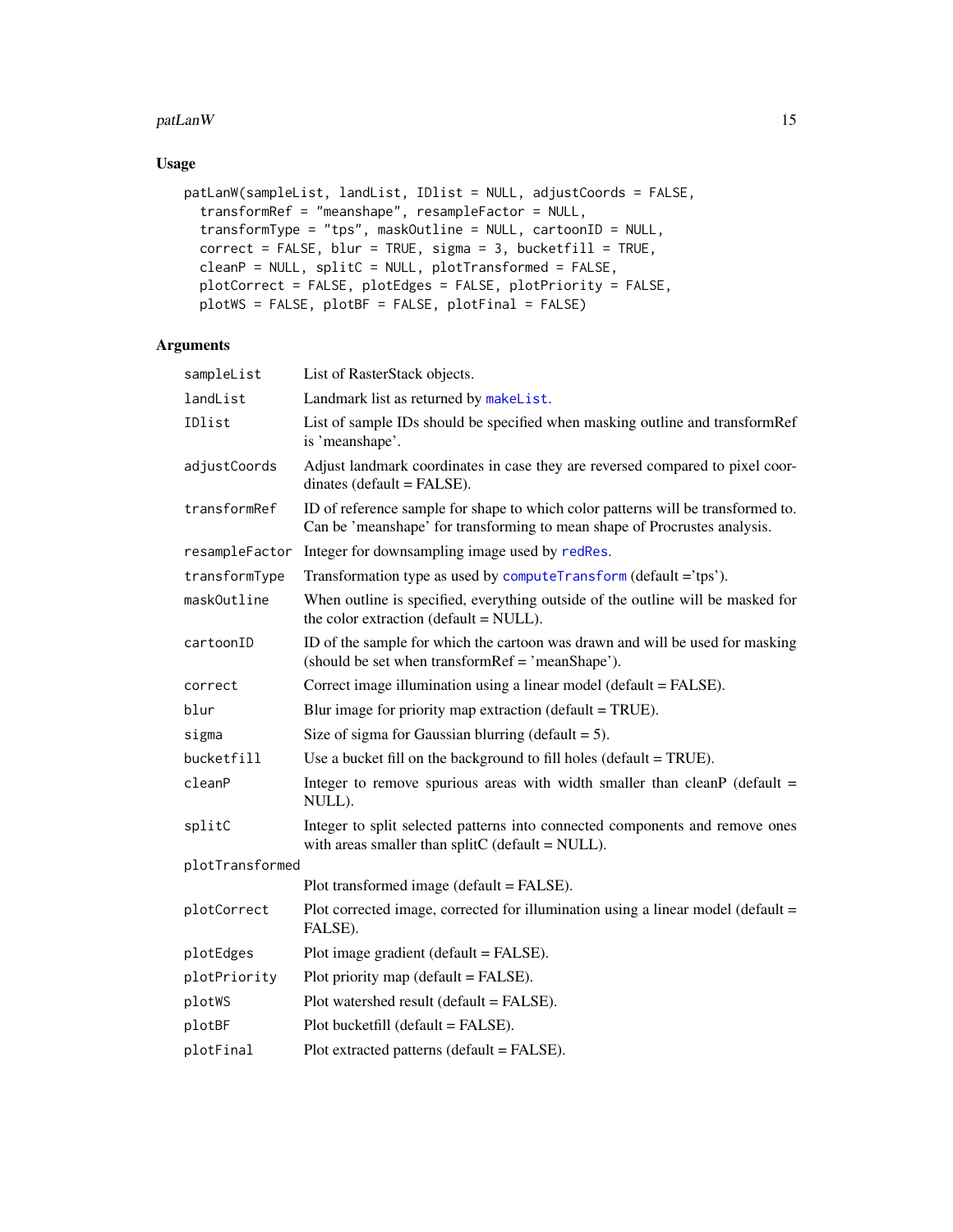## Usage

```
patLanW(sampleList, landList, IDlist = NULL, adjustCoords = FALSE,
  transformRef = "meanshape", resampleFactor = NULL,
  transformType = "tps", maskOutline = NULL, cartoonID = NULL,
  correct = FALSE, blur = TRUE, sigma = 3, bucketfill = TRUE,
  cleanP = NULL, splitC = NULL, plotTransformed = FALSE,
  plotCorrect = FALSE, plotEdges = FALSE, plotPriority = FALSE,
  plotWS = FALSE, plotBF = FALSE, plotFinal = FALSE)
```

## Arguments

| Argument | Description |
|---|---|
| `sampleList` | List of RasterStack objects. |
| `landList` | Landmark list as returned by `makeList`. |
| `IDlist` | List of sample IDs should be specified when masking outline and transformRef is 'meanshape'. |
| `adjustCoords` | Adjust landmark coordinates in case they are reversed compared to pixel coordinates (default = FALSE). |
| `transformRef` | ID of reference sample for shape to which color patterns will be transformed to. Can be 'meanshape' for transforming to mean shape of Procrustes analysis. |
| `resampleFactor` | Integer for downsampling image used by `redRes`. |
| `transformType` | Transformation type as used by `computeTransform` (default ='tps'). |
| `maskOutline` | When outline is specified, everything outside of the outline will be masked for the color extraction (default = NULL). |
| `cartoonID` | ID of the sample for which the cartoon was drawn and will be used for masking (should be set when transformRef = 'meanShape'). |
| `correct` | Correct image illumination using a linear model (default = FALSE). |
| `blur` | Blur image for priority map extraction (default = TRUE). |
| `sigma` | Size of sigma for Gaussian blurring (default = 5). |
| `bucketfill` | Use a bucket fill on the background to fill holes (default = TRUE). |
| `cleanP` | Integer to remove spurious areas with width smaller than cleanP (default = NULL). |
| `splitC` | Integer to split selected patterns into connected components and remove ones with areas smaller than splitC (default = NULL). |
| `plotTransformed` | Plot transformed image (default = FALSE). |
| `plotCorrect` | Plot corrected image, corrected for illumination using a linear model (default = FALSE). |
| `plotEdges` | Plot image gradient (default = FALSE). |
| `plotPriority` | Plot priority map (default = FALSE). |
| `plotWS` | Plot watershed result (default = FALSE). |
| `plotBF` | Plot bucketfill (default = FALSE). |
| `plotFinal` | Plot extracted patterns (default = FALSE). |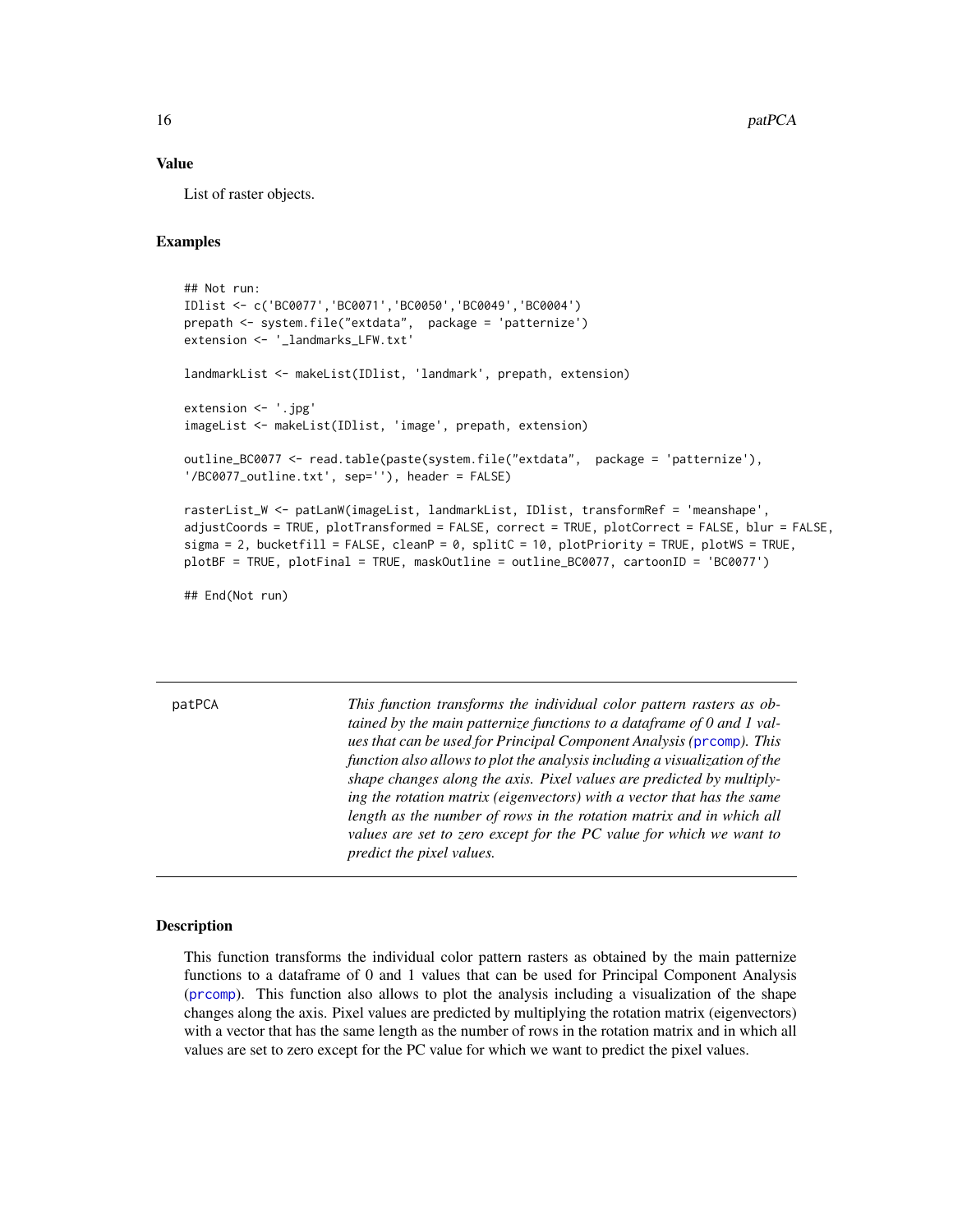### Value

List of raster objects.

### Examples

```
## Not run:
IDlist <- c('BC0077','BC0071','BC0050','BC0049','BC0004')
prepath <- system.file("extdata",  package = 'patternize')
extension <- '_landmarks_LFW.txt'

landmarkList <- makeList(IDlist, 'landmark', prepath, extension)

extension <- '.jpg'
imageList <- makeList(IDlist, 'image', prepath, extension)

outline_BC0077 <- read.table(paste(system.file("extdata",  package = 'patternize'),
'/BC0077_outline.txt', sep=''), header = FALSE)

rasterList_W <- patLanW(imageList, landmarkList, IDlist, transformRef = 'meanshape',
adjustCoords = TRUE, plotTransformed = FALSE, correct = TRUE, plotCorrect = FALSE, blur = FALSE,
sigma = 2, bucketfill = FALSE, cleanP = 0, splitC = 10, plotPriority = TRUE, plotWS = TRUE,
plotBF = TRUE, plotFinal = TRUE, maskOutline = outline_BC0077, cartoonID = 'BC0077')

## End(Not run)
```

---

## patPCA

*This function transforms the individual color pattern rasters as obtained by the main patternize functions to a dataframe of 0 and 1 values that can be used for Principal Component Analysis (prcomp). This function also allows to plot the analysis including a visualization of the shape changes along the axis. Pixel values are predicted by multiplying the rotation matrix (eigenvectors) with a vector that has the same length as the number of rows in the rotation matrix and in which all values are set to zero except for the PC value for which we want to predict the pixel values.*

---

### Description

This function transforms the individual color pattern rasters as obtained by the main patternize functions to a dataframe of 0 and 1 values that can be used for Principal Component Analysis (prcomp). This function also allows to plot the analysis including a visualization of the shape changes along the axis. Pixel values are predicted by multiplying the rotation matrix (eigenvectors) with a vector that has the same length as the number of rows in the rotation matrix and in which all values are set to zero except for the PC value for which we want to predict the pixel values.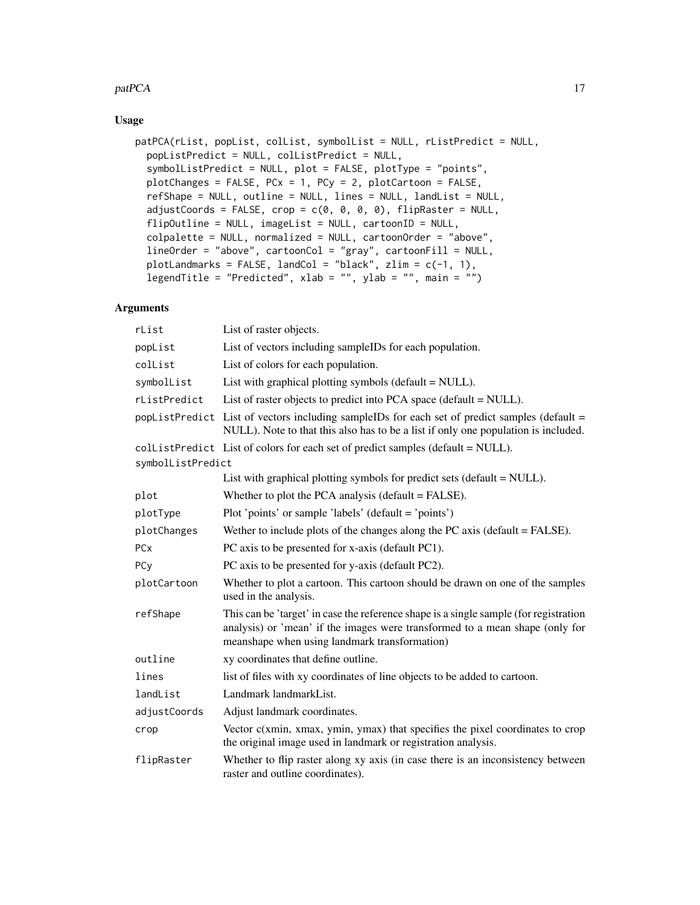## Usage

```
patPCA(rList, popList, colList, symbolList = NULL, rListPredict = NULL,
  popListPredict = NULL, colListPredict = NULL,
  symbolListPredict = NULL, plot = FALSE, plotType = "points",
  plotChanges = FALSE, PCx = 1, PCy = 2, plotCartoon = FALSE,
  refShape = NULL, outline = NULL, lines = NULL, landList = NULL,
  adjustCoords = FALSE, crop = c(0, 0, 0, 0), flipRaster = NULL,
  flipOutline = NULL, imageList = NULL, cartoonID = NULL,
  colpalette = NULL, normalized = NULL, cartoonOrder = "above",
  lineOrder = "above", cartoonCol = "gray", cartoonFill = NULL,
  plotLandmarks = FALSE, landCol = "black", zlim = c(-1, 1),
  legendTitle = "Predicted", xlab = "", ylab = "", main = "")
```

## Arguments

| | |
|---|---|
| rList | List of raster objects. |
| popList | List of vectors including sampleIDs for each population. |
| colList | List of colors for each population. |
| symbolList | List with graphical plotting symbols (default = NULL). |
| rListPredict | List of raster objects to predict into PCA space (default = NULL). |
| popListPredict | List of vectors including sampleIDs for each set of predict samples (default = NULL). Note to that this also has to be a list if only one population is included. |
| colListPredict | List of colors for each set of predict samples (default = NULL). |
| symbolListPredict | List with graphical plotting symbols for predict sets (default = NULL). |
| plot | Whether to plot the PCA analysis (default = FALSE). |
| plotType | Plot 'points' or sample 'labels' (default = 'points') |
| plotChanges | Wether to include plots of the changes along the PC axis (default = FALSE). |
| PCx | PC axis to be presented for x-axis (default PC1). |
| PCy | PC axis to be presented for y-axis (default PC2). |
| plotCartoon | Whether to plot a cartoon. This cartoon should be drawn on one of the samples used in the analysis. |
| refShape | This can be 'target' in case the reference shape is a single sample (for registration analysis) or 'mean' if the images were transformed to a mean shape (only for meanshape when using landmark transformation) |
| outline | xy coordinates that define outline. |
| lines | list of files with xy coordinates of line objects to be added to cartoon. |
| landList | Landmark landmarkList. |
| adjustCoords | Adjust landmark coordinates. |
| crop | Vector c(xmin, xmax, ymin, ymax) that specifies the pixel coordinates to crop the original image used in landmark or registration analysis. |
| flipRaster | Whether to flip raster along xy axis (in case there is an inconsistency between raster and outline coordinates). |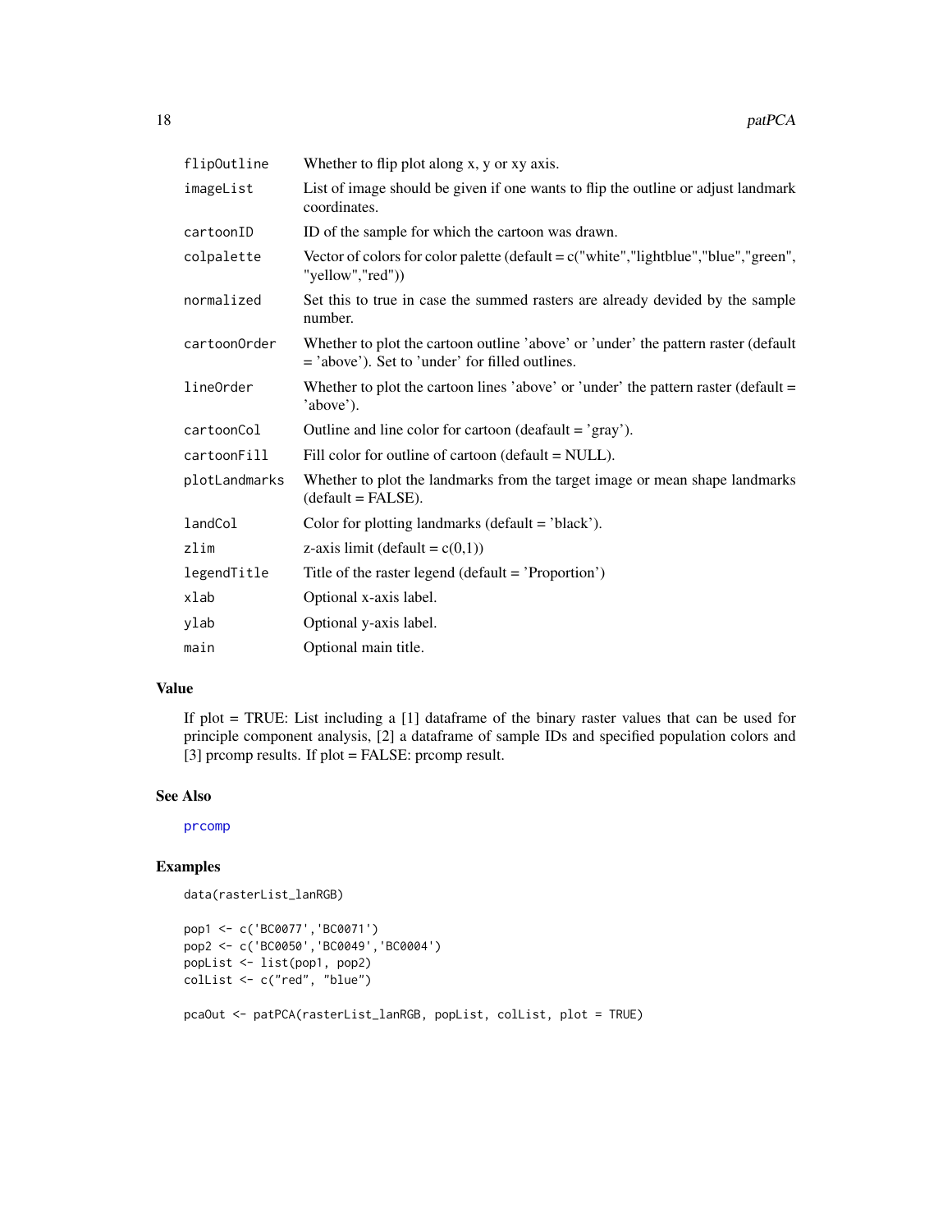| | |
|---|---|
| flipOutline | Whether to flip plot along x, y or xy axis. |
| imageList | List of image should be given if one wants to flip the outline or adjust landmark coordinates. |
| cartoonID | ID of the sample for which the cartoon was drawn. |
| colpalette | Vector of colors for color palette (default = c("white","lightblue","blue","green", "yellow","red")) |
| normalized | Set this to true in case the summed rasters are already devided by the sample number. |
| cartoonOrder | Whether to plot the cartoon outline 'above' or 'under' the pattern raster (default = 'above'). Set to 'under' for filled outlines. |
| lineOrder | Whether to plot the cartoon lines 'above' or 'under' the pattern raster (default = 'above'). |
| cartoonCol | Outline and line color for cartoon (deafault = 'gray'). |
| cartoonFill | Fill color for outline of cartoon (default = NULL). |
| plotLandmarks | Whether to plot the landmarks from the target image or mean shape landmarks (default = FALSE). |
| landCol | Color for plotting landmarks (default = 'black'). |
| zlim | z-axis limit (default = c(0,1)) |
| legendTitle | Title of the raster legend (default = 'Proportion') |
| xlab | Optional x-axis label. |
| ylab | Optional y-axis label. |
| main | Optional main title. |

## Value

If plot = TRUE: List including a [1] dataframe of the binary raster values that can be used for principle component analysis, [2] a dataframe of sample IDs and specified population colors and [3] prcomp results. If plot = FALSE: prcomp result.

## See Also

prcomp

## Examples

```
data(rasterList_lanRGB)

pop1 <- c('BC0077','BC0071')
pop2 <- c('BC0050','BC0049','BC0004')
popList <- list(pop1, pop2)
colList <- c("red", "blue")

pcaOut <- patPCA(rasterList_lanRGB, popList, colList, plot = TRUE)
```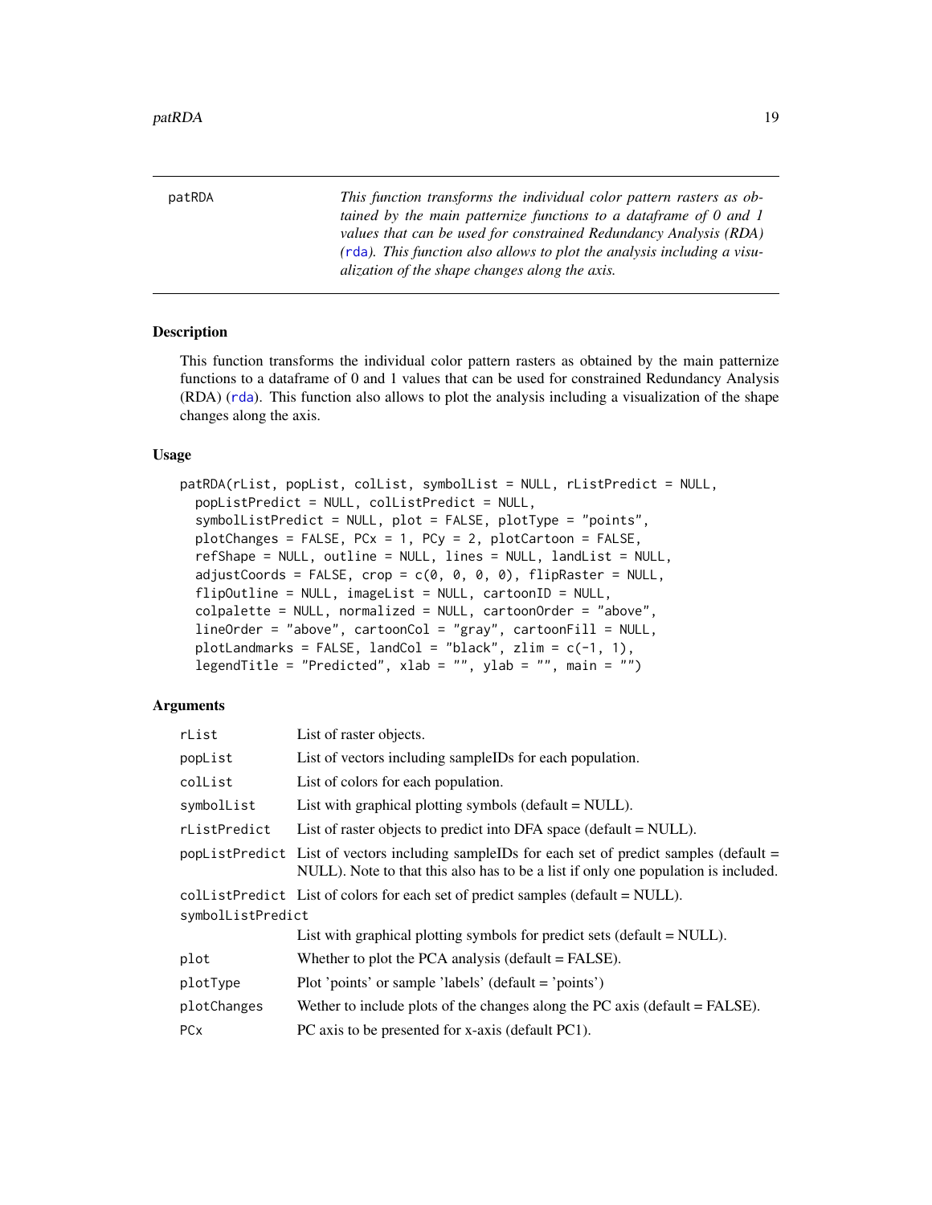patRDA *This function transforms the individual color pattern rasters as obtained by the main patternize functions to a dataframe of 0 and 1 values that can be used for constrained Redundancy Analysis (RDA) (rda). This function also allows to plot the analysis including a visualization of the shape changes along the axis.*

## Description

This function transforms the individual color pattern rasters as obtained by the main patternize functions to a dataframe of 0 and 1 values that can be used for constrained Redundancy Analysis (RDA) (rda). This function also allows to plot the analysis including a visualization of the shape changes along the axis.

## Usage

```
patRDA(rList, popList, colList, symbolList = NULL, rListPredict = NULL,
  popListPredict = NULL, colListPredict = NULL,
  symbolListPredict = NULL, plot = FALSE, plotType = "points",
  plotChanges = FALSE, PCx = 1, PCy = 2, plotCartoon = FALSE,
  refShape = NULL, outline = NULL, lines = NULL, landList = NULL,
  adjustCoords = FALSE, crop = c(0, 0, 0, 0), flipRaster = NULL,
  flipOutline = NULL, imageList = NULL, cartoonID = NULL,
  colpalette = NULL, normalized = NULL, cartoonOrder = "above",
  lineOrder = "above", cartoonCol = "gray", cartoonFill = NULL,
  plotLandmarks = FALSE, landCol = "black", zlim = c(-1, 1),
  legendTitle = "Predicted", xlab = "", ylab = "", main = "")
```

## Arguments

| | |
|---|---|
| rList | List of raster objects. |
| popList | List of vectors including sampleIDs for each population. |
| colList | List of colors for each population. |
| symbolList | List with graphical plotting symbols (default = NULL). |
| rListPredict | List of raster objects to predict into DFA space (default = NULL). |
| popListPredict | List of vectors including sampleIDs for each set of predict samples (default = NULL). Note to that this also has to be a list if only one population is included. |
| colListPredict | List of colors for each set of predict samples (default = NULL). |
| symbolListPredict | List with graphical plotting symbols for predict sets (default = NULL). |
| plot | Whether to plot the PCA analysis (default = FALSE). |
| plotType | Plot 'points' or sample 'labels' (default = 'points') |
| plotChanges | Wether to include plots of the changes along the PC axis (default = FALSE). |
| PCx | PC axis to be presented for x-axis (default PC1). |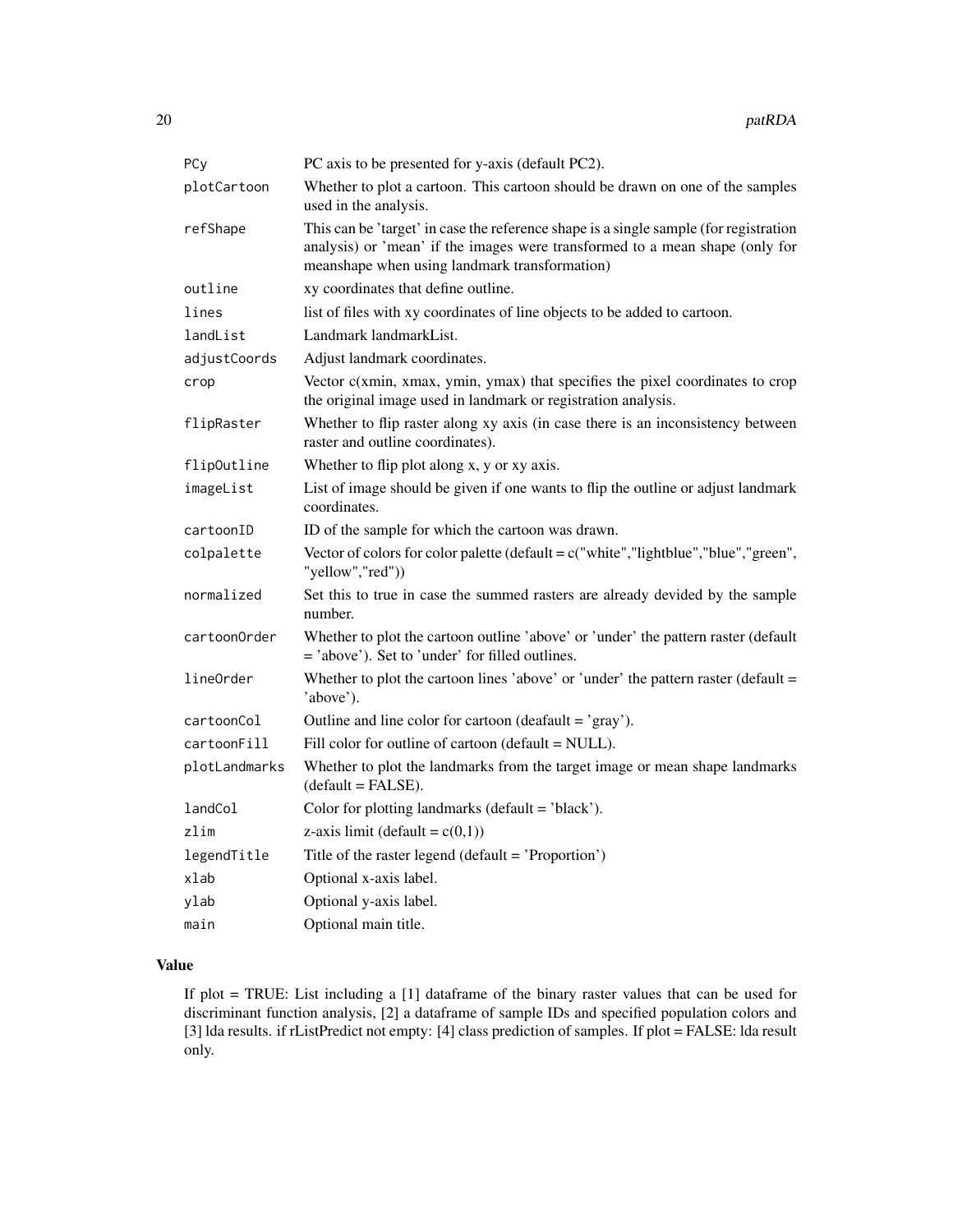| | |
|---|---|
| PCy | PC axis to be presented for y-axis (default PC2). |
| plotCartoon | Whether to plot a cartoon. This cartoon should be drawn on one of the samples used in the analysis. |
| refShape | This can be 'target' in case the reference shape is a single sample (for registration analysis) or 'mean' if the images were transformed to a mean shape (only for meanshape when using landmark transformation) |
| outline | xy coordinates that define outline. |
| lines | list of files with xy coordinates of line objects to be added to cartoon. |
| landList | Landmark landmarkList. |
| adjustCoords | Adjust landmark coordinates. |
| crop | Vector c(xmin, xmax, ymin, ymax) that specifies the pixel coordinates to crop the original image used in landmark or registration analysis. |
| flipRaster | Whether to flip raster along xy axis (in case there is an inconsistency between raster and outline coordinates). |
| flipOutline | Whether to flip plot along x, y or xy axis. |
| imageList | List of image should be given if one wants to flip the outline or adjust landmark coordinates. |
| cartoonID | ID of the sample for which the cartoon was drawn. |
| colpalette | Vector of colors for color palette (default = c("white","lightblue","blue","green", "yellow","red")) |
| normalized | Set this to true in case the summed rasters are already devided by the sample number. |
| cartoonOrder | Whether to plot the cartoon outline 'above' or 'under' the pattern raster (default = 'above'). Set to 'under' for filled outlines. |
| lineOrder | Whether to plot the cartoon lines 'above' or 'under' the pattern raster (default = 'above'). |
| cartoonCol | Outline and line color for cartoon (deafault = 'gray'). |
| cartoonFill | Fill color for outline of cartoon (default = NULL). |
| plotLandmarks | Whether to plot the landmarks from the target image or mean shape landmarks (default = FALSE). |
| landCol | Color for plotting landmarks (default = 'black'). |
| zlim | z-axis limit (default = c(0,1)) |
| legendTitle | Title of the raster legend (default = 'Proportion') |
| xlab | Optional x-axis label. |
| ylab | Optional y-axis label. |
| main | Optional main title. |

## Value

If plot = TRUE: List including a [1] dataframe of the binary raster values that can be used for discriminant function analysis, [2] a dataframe of sample IDs and specified population colors and [3] lda results. if rListPredict not empty: [4] class prediction of samples. If plot = FALSE: lda result only.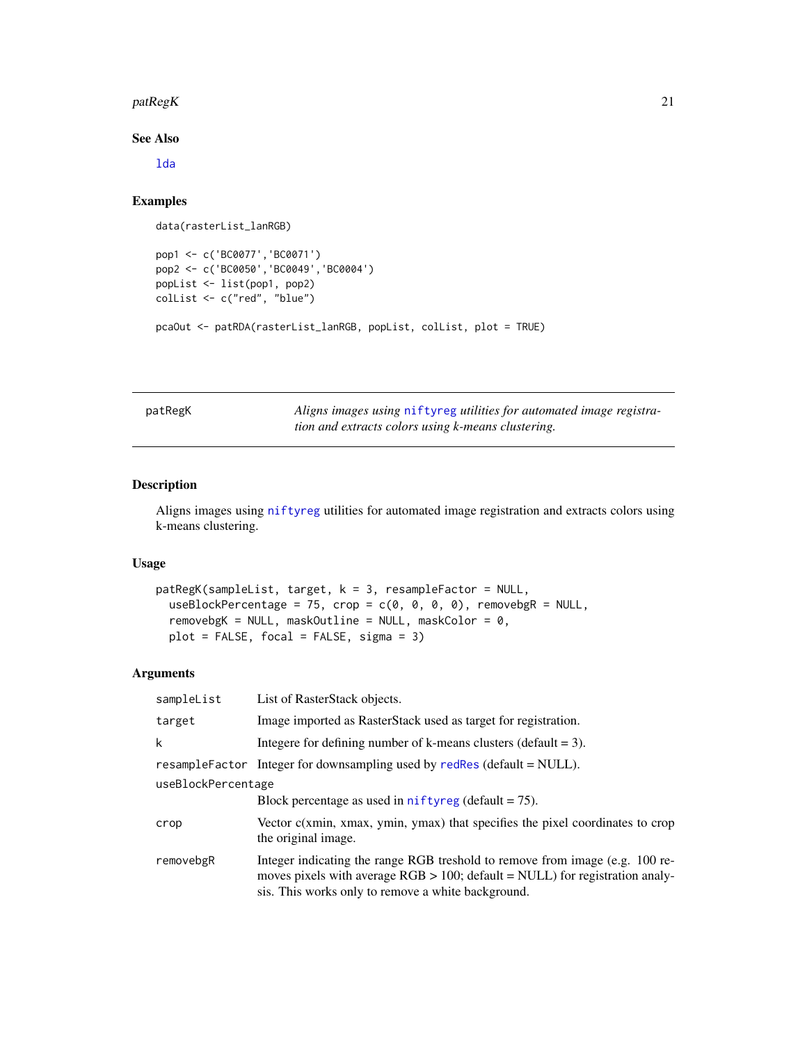### See Also

lda

### Examples

```
data(rasterList_lanRGB)

pop1 <- c('BC0077','BC0071')
pop2 <- c('BC0050','BC0049','BC0004')
popList <- list(pop1, pop2)
colList <- c("red", "blue")

pcaOut <- patRDA(rasterList_lanRGB, popList, colList, plot = TRUE)
```

---

## patRegK — *Aligns images using niftyreg utilities for automated image registration and extracts colors using k-means clustering.*

---

### Description

Aligns images using niftyreg utilities for automated image registration and extracts colors using k-means clustering.

### Usage

```
patRegK(sampleList, target, k = 3, resampleFactor = NULL,
  useBlockPercentage = 75, crop = c(0, 0, 0, 0), removebgR = NULL,
  removebgK = NULL, maskOutline = NULL, maskColor = 0,
  plot = FALSE, focal = FALSE, sigma = 3)
```

### Arguments

| | |
|---|---|
| sampleList | List of RasterStack objects. |
| target | Image imported as RasterStack used as target for registration. |
| k | Integere for defining number of k-means clusters (default = 3). |
| resampleFactor | Integer for downsampling used by redRes (default = NULL). |
| useBlockPercentage | Block percentage as used in niftyreg (default = 75). |
| crop | Vector c(xmin, xmax, ymin, ymax) that specifies the pixel coordinates to crop the original image. |
| removebgR | Integer indicating the range RGB treshold to remove from image (e.g. 100 removes pixels with average RGB > 100; default = NULL) for registration analysis. This works only to remove a white background. |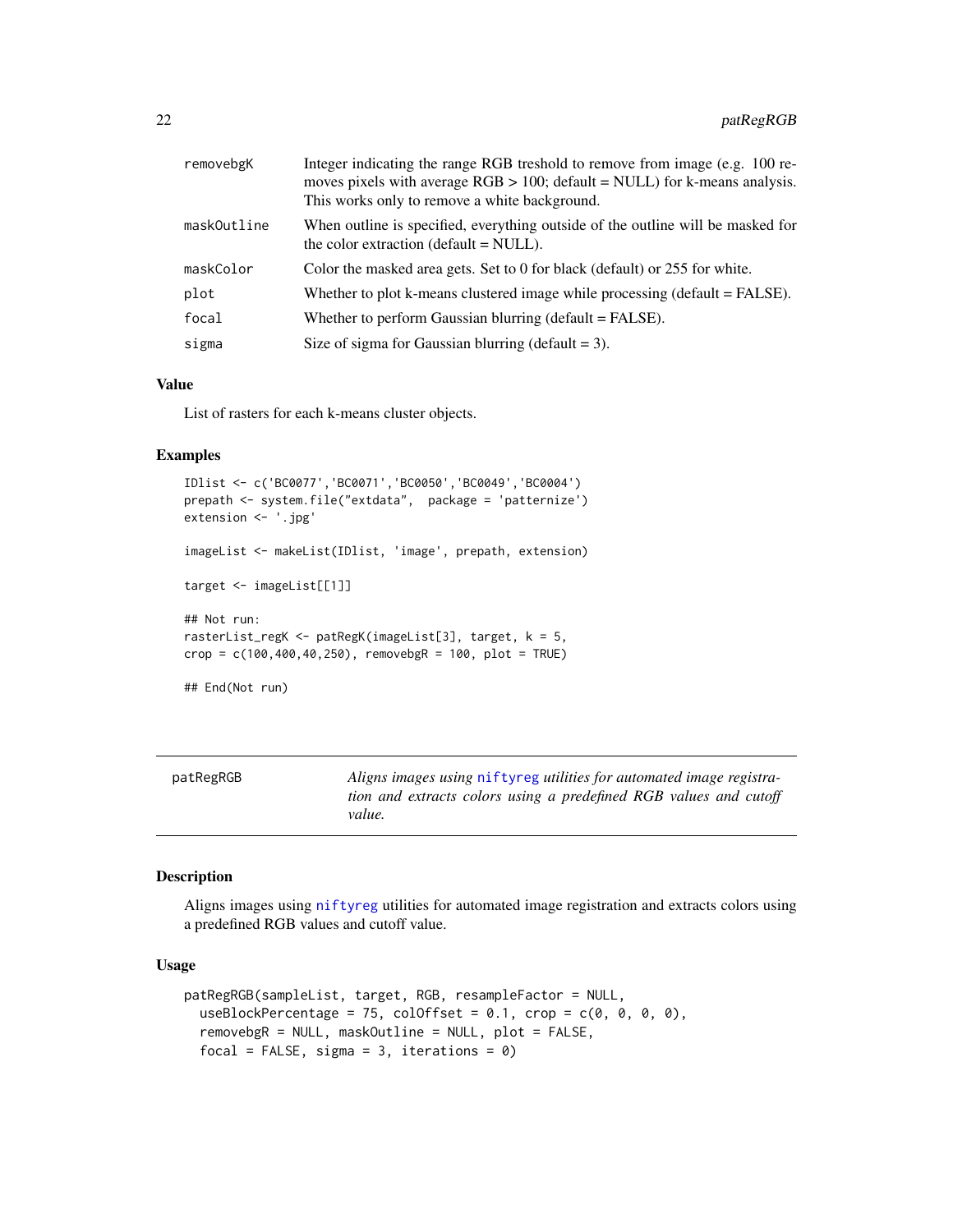| | |
|---|---|
| removebgK | Integer indicating the range RGB treshold to remove from image (e.g. 100 removes pixels with average RGB > 100; default = NULL) for k-means analysis. This works only to remove a white background. |
| maskOutline | When outline is specified, everything outside of the outline will be masked for the color extraction (default = NULL). |
| maskColor | Color the masked area gets. Set to 0 for black (default) or 255 for white. |
| plot | Whether to plot k-means clustered image while processing (default = FALSE). |
| focal | Whether to perform Gaussian blurring (default = FALSE). |
| sigma | Size of sigma for Gaussian blurring (default = 3). |

### Value

List of rasters for each k-means cluster objects.

### Examples

```
IDlist <- c('BC0077','BC0071','BC0050','BC0049','BC0004')
prepath <- system.file("extdata",  package = 'patternize')
extension <- '.jpg'

imageList <- makeList(IDlist, 'image', prepath, extension)

target <- imageList[[1]]

## Not run:
rasterList_regK <- patRegK(imageList[3], target, k = 5,
crop = c(100,400,40,250), removebgR = 100, plot = TRUE)

## End(Not run)
```

---

## patRegRGB

*Aligns images using niftyreg utilities for automated image registration and extracts colors using a predefined RGB values and cutoff value.*

### Description

Aligns images using niftyreg utilities for automated image registration and extracts colors using a predefined RGB values and cutoff value.

### Usage

```
patRegRGB(sampleList, target, RGB, resampleFactor = NULL,
  useBlockPercentage = 75, colOffset = 0.1, crop = c(0, 0, 0, 0),
  removebgR = NULL, maskOutline = NULL, plot = FALSE,
  focal = FALSE, sigma = 3, iterations = 0)
```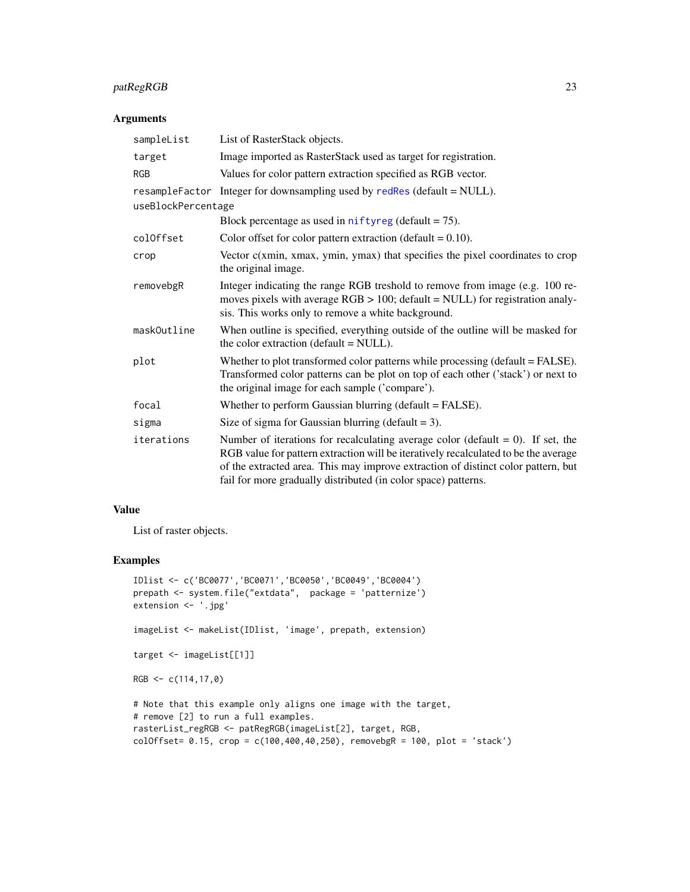### Arguments

| | |
|---|---|
| `sampleList` | List of RasterStack objects. |
| `target` | Image imported as RasterStack used as target for registration. |
| `RGB` | Values for color pattern extraction specified as RGB vector. |
| `resampleFactor` | Integer for downsampling used by `redRes` (default = NULL). |
| `useBlockPercentage` | Block percentage as used in `niftyreg` (default = 75). |
| `colOffset` | Color offset for color pattern extraction (default = 0.10). |
| `crop` | Vector c(xmin, xmax, ymin, ymax) that specifies the pixel coordinates to crop the original image. |
| `removebgR` | Integer indicating the range RGB treshold to remove from image (e.g. 100 removes pixels with average RGB > 100; default = NULL) for registration analysis. This works only to remove a white background. |
| `maskOutline` | When outline is specified, everything outside of the outline will be masked for the color extraction (default = NULL). |
| `plot` | Whether to plot transformed color patterns while processing (default = FALSE). Transformed color patterns can be plot on top of each other ('stack') or next to the original image for each sample ('compare'). |
| `focal` | Whether to perform Gaussian blurring (default = FALSE). |
| `sigma` | Size of sigma for Gaussian blurring (default = 3). |
| `iterations` | Number of iterations for recalculating average color (default = 0). If set, the RGB value for pattern extraction will be iteratively recalculated to be the average of the extracted area. This may improve extraction of distinct color pattern, but fail for more gradually distributed (in color space) patterns. |

### Value

List of raster objects.

### Examples

```
IDlist <- c('BC0077','BC0071','BC0050','BC0049','BC0004')
prepath <- system.file("extdata",  package = 'patternize')
extension <- '.jpg'

imageList <- makeList(IDlist, 'image', prepath, extension)

target <- imageList[[1]]

RGB <- c(114,17,0)

# Note that this example only aligns one image with the target,
# remove [2] to run a full examples.
rasterList_regRGB <- patRegRGB(imageList[2], target, RGB,
colOffset= 0.15, crop = c(100,400,40,250), removebgR = 100, plot = 'stack')
```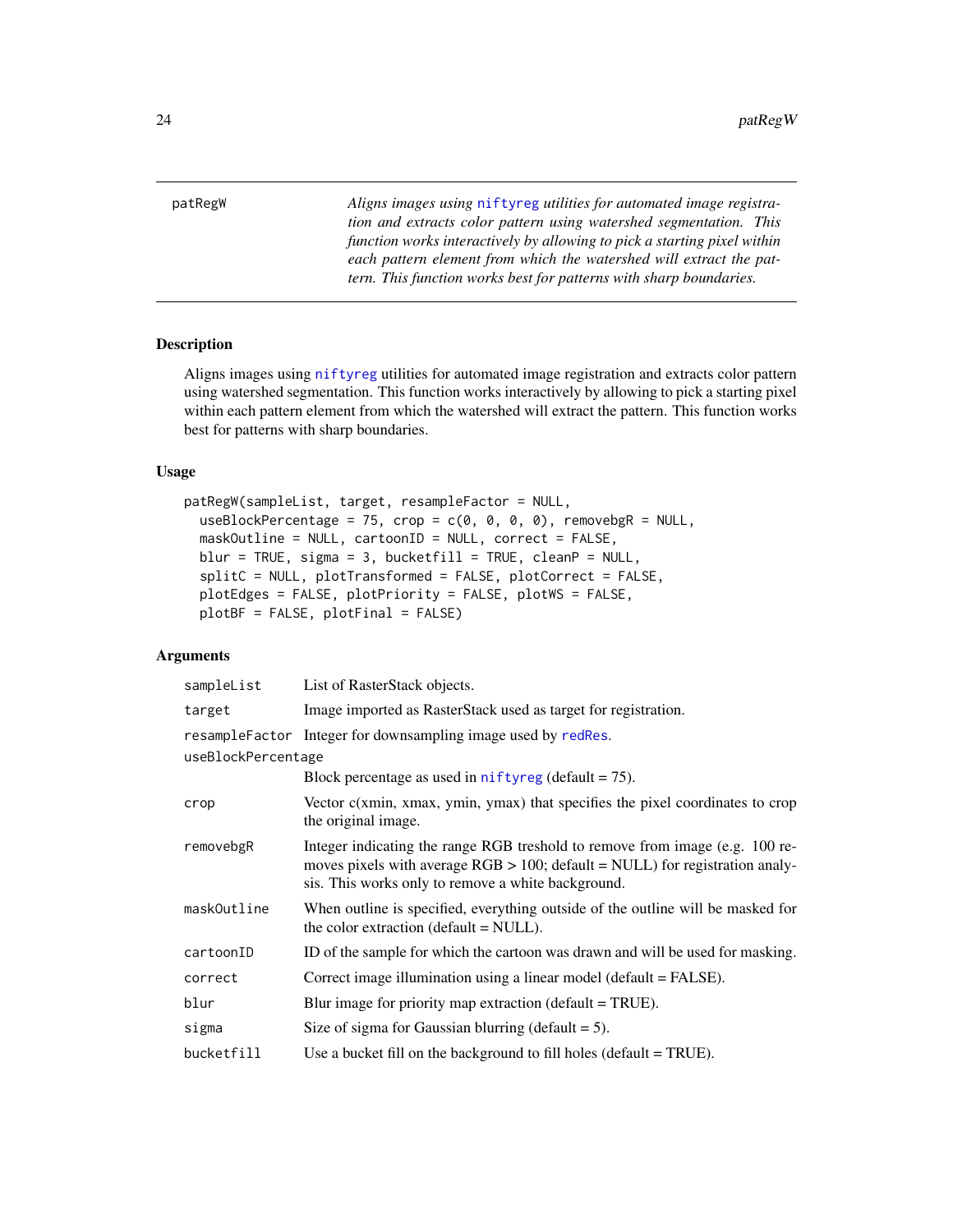patRegW

*Aligns images using niftyreg utilities for automated image registration and extracts color pattern using watershed segmentation. This function works interactively by allowing to pick a starting pixel within each pattern element from which the watershed will extract the pattern. This function works best for patterns with sharp boundaries.*

### Description

Aligns images using niftyreg utilities for automated image registration and extracts color pattern using watershed segmentation. This function works interactively by allowing to pick a starting pixel within each pattern element from which the watershed will extract the pattern. This function works best for patterns with sharp boundaries.

### Usage

```
patRegW(sampleList, target, resampleFactor = NULL,
  useBlockPercentage = 75, crop = c(0, 0, 0, 0), removebgR = NULL,
  maskOutline = NULL, cartoonID = NULL, correct = FALSE,
  blur = TRUE, sigma = 3, bucketfill = TRUE, cleanP = NULL,
  splitC = NULL, plotTransformed = FALSE, plotCorrect = FALSE,
  plotEdges = FALSE, plotPriority = FALSE, plotWS = FALSE,
  plotBF = FALSE, plotFinal = FALSE)
```

### Arguments

| | |
|---|---|
| sampleList | List of RasterStack objects. |
| target | Image imported as RasterStack used as target for registration. |
| resampleFactor | Integer for downsampling image used by redRes. |
| useBlockPercentage | Block percentage as used in niftyreg (default = 75). |
| crop | Vector c(xmin, xmax, ymin, ymax) that specifies the pixel coordinates to crop the original image. |
| removebgR | Integer indicating the range RGB treshold to remove from image (e.g. 100 removes pixels with average RGB > 100; default = NULL) for registration analysis. This works only to remove a white background. |
| maskOutline | When outline is specified, everything outside of the outline will be masked for the color extraction (default = NULL). |
| cartoonID | ID of the sample for which the cartoon was drawn and will be used for masking. |
| correct | Correct image illumination using a linear model (default = FALSE). |
| blur | Blur image for priority map extraction (default = TRUE). |
| sigma | Size of sigma for Gaussian blurring (default = 5). |
| bucketfill | Use a bucket fill on the background to fill holes (default = TRUE). |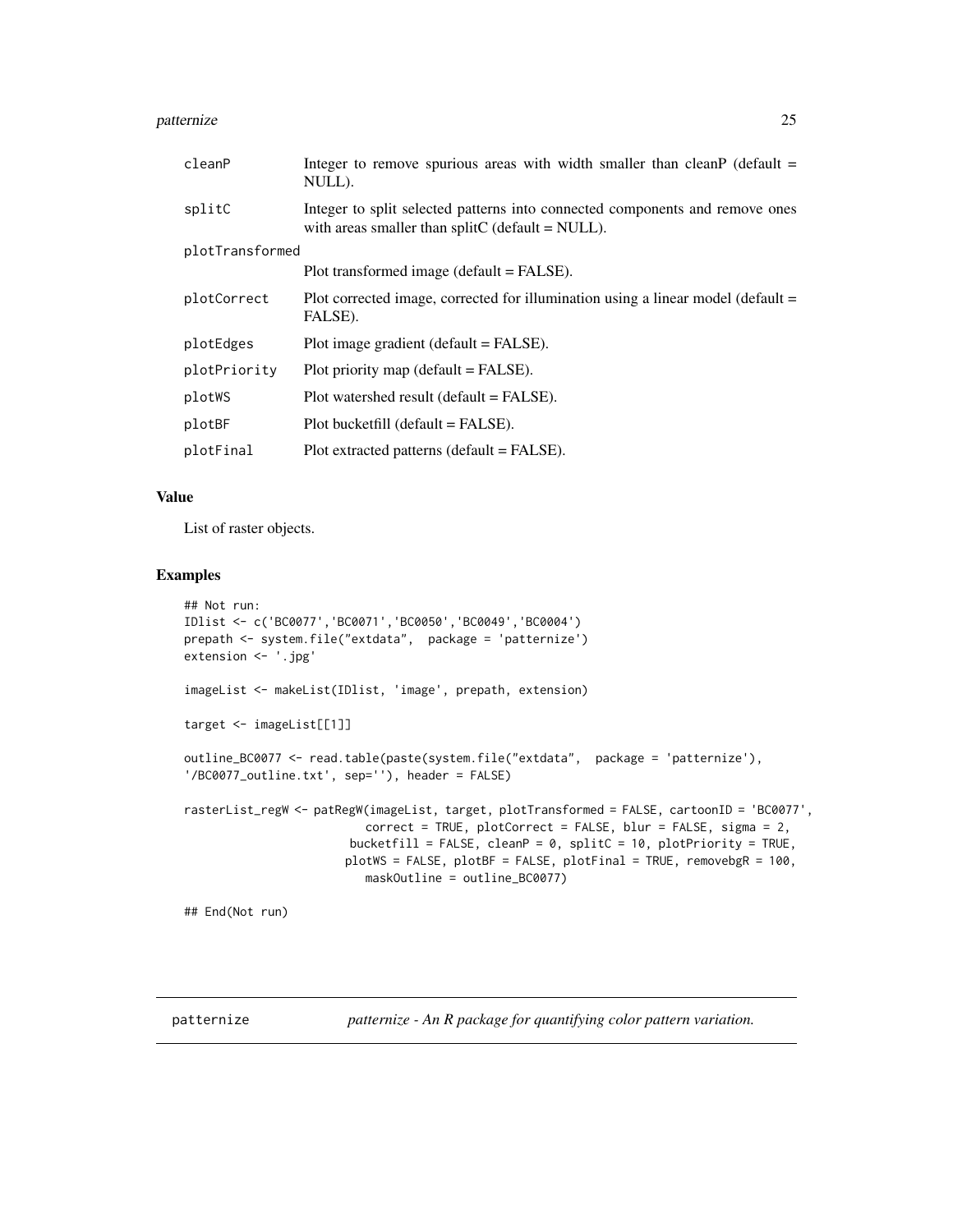| | |
|---|---|
| cleanP | Integer to remove spurious areas with width smaller than cleanP (default = NULL). |
| splitC | Integer to split selected patterns into connected components and remove ones with areas smaller than splitC (default = NULL). |
| plotTransformed | Plot transformed image (default = FALSE). |
| plotCorrect | Plot corrected image, corrected for illumination using a linear model (default = FALSE). |
| plotEdges | Plot image gradient (default = FALSE). |
| plotPriority | Plot priority map (default = FALSE). |
| plotWS | Plot watershed result (default = FALSE). |
| plotBF | Plot bucketfill (default = FALSE). |
| plotFinal | Plot extracted patterns (default = FALSE). |

## Value

List of raster objects.

## Examples

```
## Not run:
IDlist <- c('BC0077','BC0071','BC0050','BC0049','BC0004')
prepath <- system.file("extdata",  package = 'patternize')
extension <- '.jpg'

imageList <- makeList(IDlist, 'image', prepath, extension)

target <- imageList[[1]]

outline_BC0077 <- read.table(paste(system.file("extdata",  package = 'patternize'),
'/BC0077_outline.txt', sep=''), header = FALSE)

rasterList_regW <- patRegW(imageList, target, plotTransformed = FALSE, cartoonID = 'BC0077',
                          correct = TRUE, plotCorrect = FALSE, blur = FALSE, sigma = 2,
                       bucketfill = FALSE, cleanP = 0, splitC = 10, plotPriority = TRUE,
                      plotWS = FALSE, plotBF = FALSE, plotFinal = TRUE, removebgR = 100,
                         maskOutline = outline_BC0077)

## End(Not run)
```

---

patternize &nbsp;&nbsp;&nbsp;&nbsp; *patternize - An R package for quantifying color pattern variation.*

---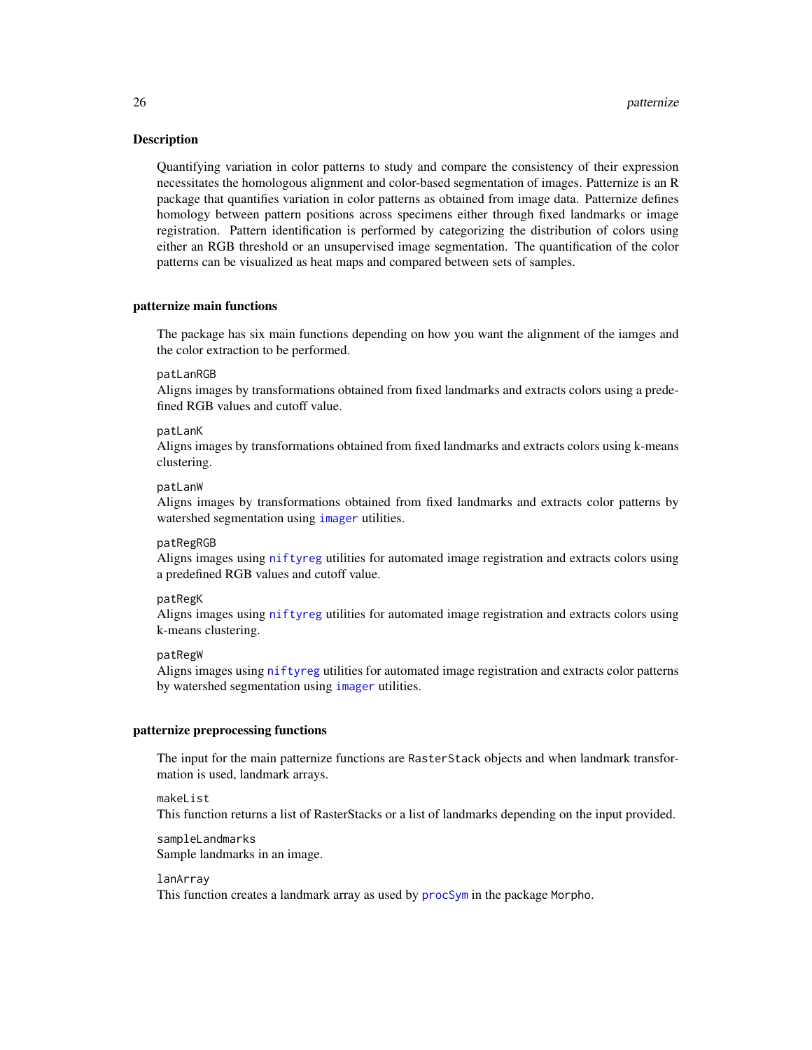### Description

Quantifying variation in color patterns to study and compare the consistency of their expression necessitates the homologous alignment and color-based segmentation of images. Patternize is an R package that quantifies variation in color patterns as obtained from image data. Patternize defines homology between pattern positions across specimens either through fixed landmarks or image registration. Pattern identification is performed by categorizing the distribution of colors using either an RGB threshold or an unsupervised image segmentation. The quantification of the color patterns can be visualized as heat maps and compared between sets of samples.

### patternize main functions

The package has six main functions depending on how you want the alignment of the iamges and the color extraction to be performed.

`patLanRGB`
Aligns images by transformations obtained from fixed landmarks and extracts colors using a predefined RGB values and cutoff value.

`patLanK`
Aligns images by transformations obtained from fixed landmarks and extracts colors using k-means clustering.

`patLanW`
Aligns images by transformations obtained from fixed landmarks and extracts color patterns by watershed segmentation using `imager` utilities.

`patRegRGB`
Aligns images using `niftyreg` utilities for automated image registration and extracts colors using a predefined RGB values and cutoff value.

`patRegK`
Aligns images using `niftyreg` utilities for automated image registration and extracts colors using k-means clustering.

`patRegW`
Aligns images using `niftyreg` utilities for automated image registration and extracts color patterns by watershed segmentation using `imager` utilities.

### patternize preprocessing functions

The input for the main patternize functions are `RasterStack` objects and when landmark transformation is used, landmark arrays.

`makeList`
This function returns a list of RasterStacks or a list of landmarks depending on the input provided.

`sampleLandmarks`
Sample landmarks in an image.

`lanArray`
This function creates a landmark array as used by `procSym` in the package `Morpho`.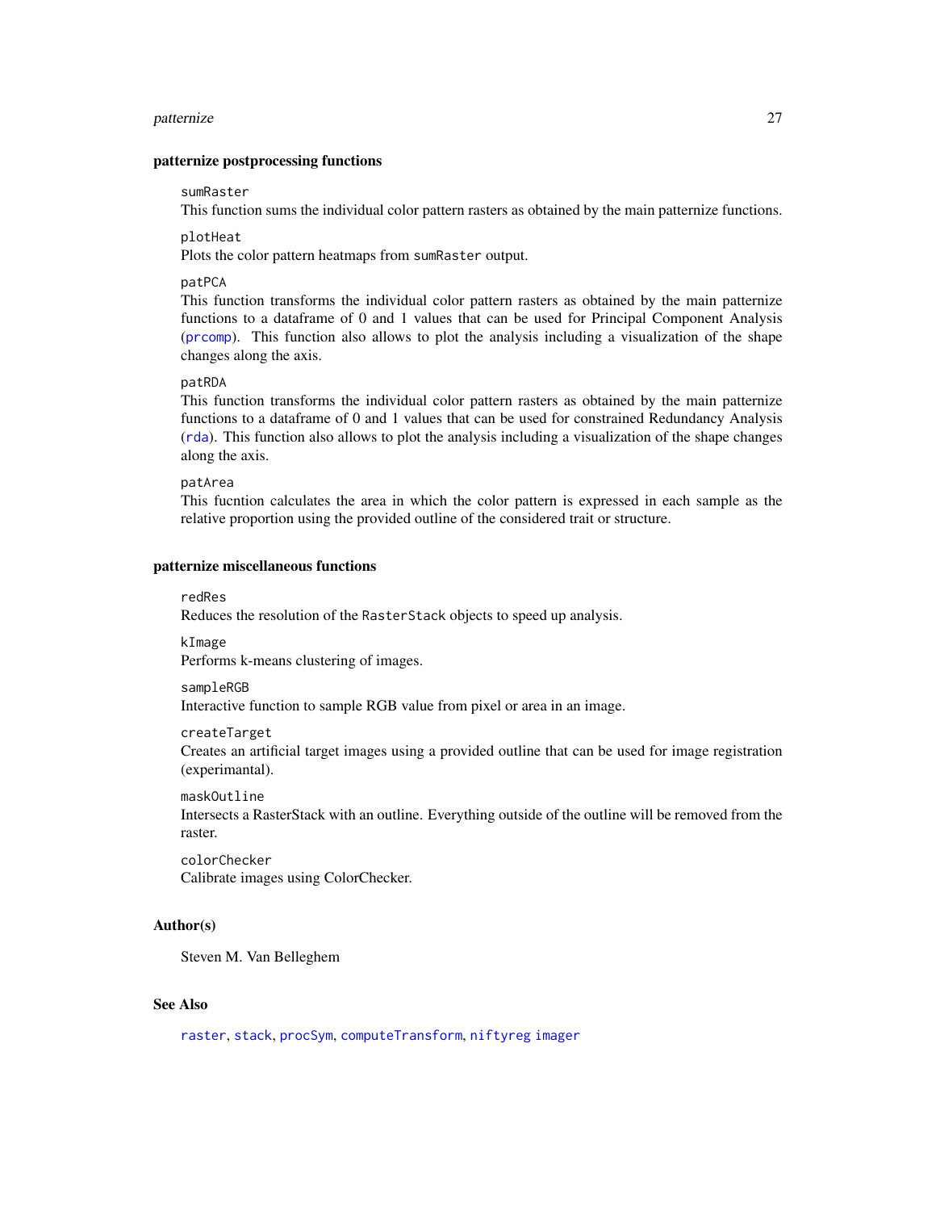### patternize postprocessing functions

`sumRaster`
This function sums the individual color pattern rasters as obtained by the main patternize functions.

`plotHeat`
Plots the color pattern heatmaps from `sumRaster` output.

`patPCA`
This function transforms the individual color pattern rasters as obtained by the main patternize functions to a dataframe of 0 and 1 values that can be used for Principal Component Analysis (`prcomp`). This function also allows to plot the analysis including a visualization of the shape changes along the axis.

`patRDA`
This function transforms the individual color pattern rasters as obtained by the main patternize functions to a dataframe of 0 and 1 values that can be used for constrained Redundancy Analysis (`rda`). This function also allows to plot the analysis including a visualization of the shape changes along the axis.

`patArea`
This fucntion calculates the area in which the color pattern is expressed in each sample as the relative proportion using the provided outline of the considered trait or structure.

### patternize miscellaneous functions

`redRes`
Reduces the resolution of the `RasterStack` objects to speed up analysis.

`kImage`
Performs k-means clustering of images.

`sampleRGB`
Interactive function to sample RGB value from pixel or area in an image.

`createTarget`
Creates an artificial target images using a provided outline that can be used for image registration (experimantal).

`maskOutline`
Intersects a RasterStack with an outline. Everything outside of the outline will be removed from the raster.

`colorChecker`
Calibrate images using ColorChecker.

### Author(s)

Steven M. Van Belleghem

### See Also

`raster`, `stack`, `procSym`, `computeTransform`, `niftyreg` `imager`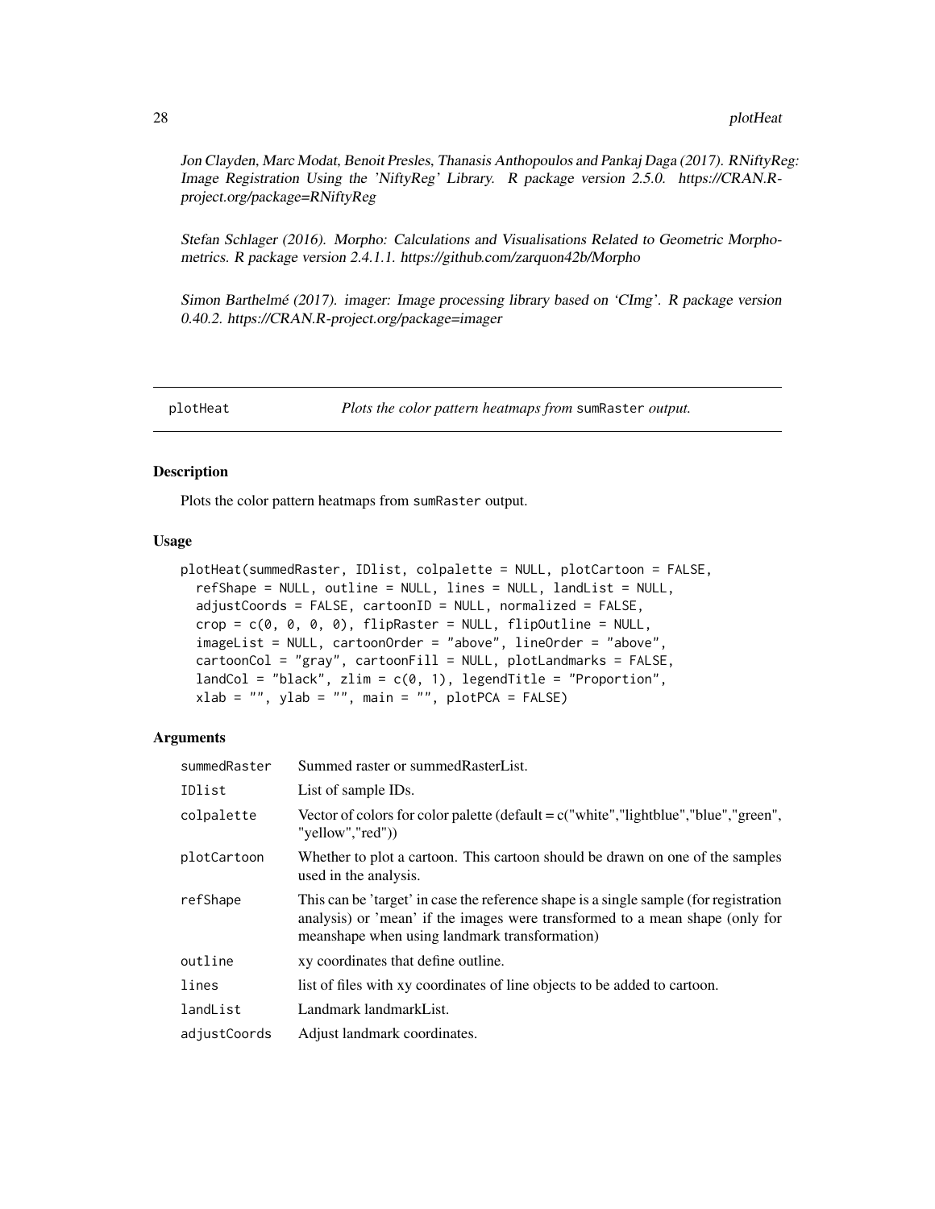*Jon Clayden, Marc Modat, Benoit Presles, Thanasis Anthopoulos and Pankaj Daga (2017). RNiftyReg: Image Registration Using the 'NiftyReg' Library. R package version 2.5.0. https://CRAN.R-project.org/package=RNiftyReg*

*Stefan Schlager (2016). Morpho: Calculations and Visualisations Related to Geometric Morphometrics. R package version 2.4.1.1. https://github.com/zarquon42b/Morpho*

*Simon Barthelmé (2017). imager: Image processing library based on 'CImg'. R package version 0.40.2. https://CRAN.R-project.org/package=imager*

---

## plotHeat — *Plots the color pattern heatmaps from* `sumRaster` *output.*

---

### Description

Plots the color pattern heatmaps from sumRaster output.

### Usage

```
plotHeat(summedRaster, IDlist, colpalette = NULL, plotCartoon = FALSE,
  refShape = NULL, outline = NULL, lines = NULL, landList = NULL,
  adjustCoords = FALSE, cartoonID = NULL, normalized = FALSE,
  crop = c(0, 0, 0, 0), flipRaster = NULL, flipOutline = NULL,
  imageList = NULL, cartoonOrder = "above", lineOrder = "above",
  cartoonCol = "gray", cartoonFill = NULL, plotLandmarks = FALSE,
  landCol = "black", zlim = c(0, 1), legendTitle = "Proportion",
  xlab = "", ylab = "", main = "", plotPCA = FALSE)
```

### Arguments

| | |
|---|---|
| `summedRaster` | Summed raster or summedRasterList. |
| `IDlist` | List of sample IDs. |
| `colpalette` | Vector of colors for color palette (default = c("white","lightblue","blue","green", "yellow","red")) |
| `plotCartoon` | Whether to plot a cartoon. This cartoon should be drawn on one of the samples used in the analysis. |
| `refShape` | This can be 'target' in case the reference shape is a single sample (for registration analysis) or 'mean' if the images were transformed to a mean shape (only for meanshape when using landmark transformation) |
| `outline` | xy coordinates that define outline. |
| `lines` | list of files with xy coordinates of line objects to be added to cartoon. |
| `landList` | Landmark landmarkList. |
| `adjustCoords` | Adjust landmark coordinates. |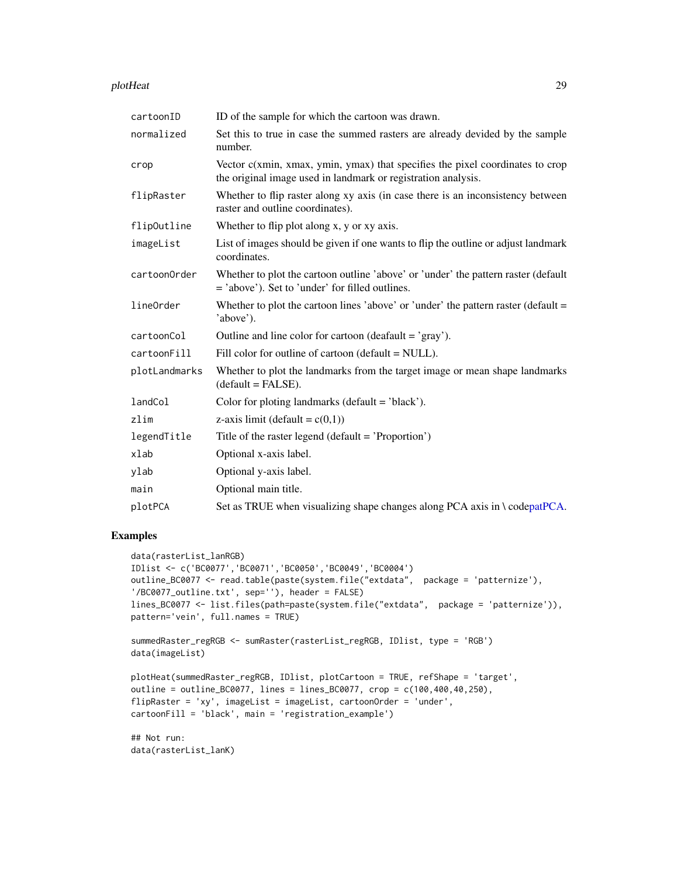| | |
|---|---|
| cartoonID | ID of the sample for which the cartoon was drawn. |
| normalized | Set this to true in case the summed rasters are already devided by the sample number. |
| crop | Vector c(xmin, xmax, ymin, ymax) that specifies the pixel coordinates to crop the original image used in landmark or registration analysis. |
| flipRaster | Whether to flip raster along xy axis (in case there is an inconsistency between raster and outline coordinates). |
| flipOutline | Whether to flip plot along x, y or xy axis. |
| imageList | List of images should be given if one wants to flip the outline or adjust landmark coordinates. |
| cartoonOrder | Whether to plot the cartoon outline 'above' or 'under' the pattern raster (default = 'above'). Set to 'under' for filled outlines. |
| lineOrder | Whether to plot the cartoon lines 'above' or 'under' the pattern raster (default = 'above'). |
| cartoonCol | Outline and line color for cartoon (deafault = 'gray'). |
| cartoonFill | Fill color for outline of cartoon (default = NULL). |
| plotLandmarks | Whether to plot the landmarks from the target image or mean shape landmarks (default = FALSE). |
| landCol | Color for ploting landmarks (default = 'black'). |
| zlim | z-axis limit (default = c(0,1)) |
| legendTitle | Title of the raster legend (default = 'Proportion') |
| xlab | Optional x-axis label. |
| ylab | Optional y-axis label. |
| main | Optional main title. |
| plotPCA | Set as TRUE when visualizing shape changes along PCA axis in \ codepatPCA. |

## Examples

```
data(rasterList_lanRGB)
IDlist <- c('BC0077','BC0071','BC0050','BC0049','BC0004')
outline_BC0077 <- read.table(paste(system.file("extdata",  package = 'patternize'),
'/BC0077_outline.txt', sep=''), header = FALSE)
lines_BC0077 <- list.files(path=paste(system.file("extdata",  package = 'patternize')),
pattern='vein', full.names = TRUE)

summedRaster_regRGB <- sumRaster(rasterList_regRGB, IDlist, type = 'RGB')
data(imageList)

plotHeat(summedRaster_regRGB, IDlist, plotCartoon = TRUE, refShape = 'target',
outline = outline_BC0077, lines = lines_BC0077, crop = c(100,400,40,250),
flipRaster = 'xy', imageList = imageList, cartoonOrder = 'under',
cartoonFill = 'black', main = 'registration_example')

## Not run:
data(rasterList_lanK)
```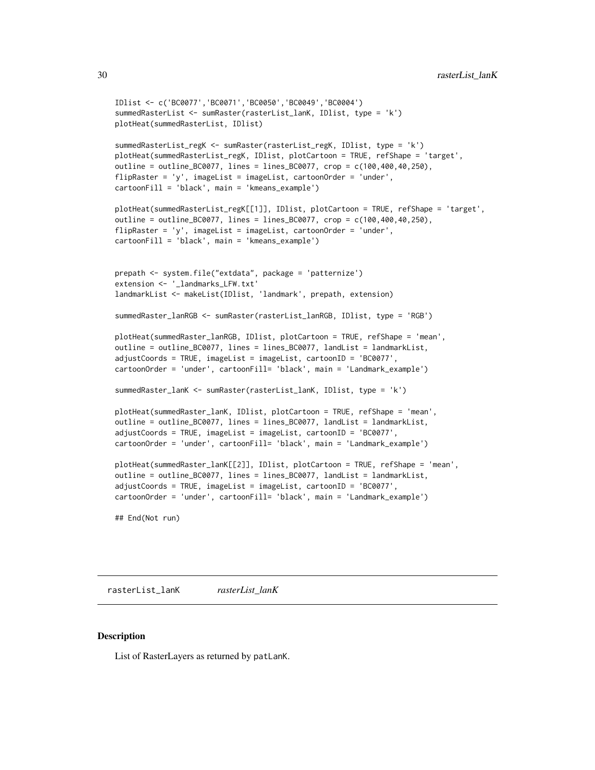```
IDlist <- c('BC0077','BC0071','BC0050','BC0049','BC0004')
summedRasterList <- sumRaster(rasterList_lanK, IDlist, type = 'k')
plotHeat(summedRasterList, IDlist)

summedRasterList_regK <- sumRaster(rasterList_regK, IDlist, type = 'k')
plotHeat(summedRasterList_regK, IDlist, plotCartoon = TRUE, refShape = 'target',
outline = outline_BC0077, lines = lines_BC0077, crop = c(100,400,40,250),
flipRaster = 'y', imageList = imageList, cartoonOrder = 'under',
cartoonFill = 'black', main = 'kmeans_example')

plotHeat(summedRasterList_regK[[1]], IDlist, plotCartoon = TRUE, refShape = 'target',
outline = outline_BC0077, lines = lines_BC0077, crop = c(100,400,40,250),
flipRaster = 'y', imageList = imageList, cartoonOrder = 'under',
cartoonFill = 'black', main = 'kmeans_example')


prepath <- system.file("extdata", package = 'patternize')
extension <- '_landmarks_LFW.txt'
landmarkList <- makeList(IDlist, 'landmark', prepath, extension)

summedRaster_lanRGB <- sumRaster(rasterList_lanRGB, IDlist, type = 'RGB')

plotHeat(summedRaster_lanRGB, IDlist, plotCartoon = TRUE, refShape = 'mean',
outline = outline_BC0077, lines = lines_BC0077, landList = landmarkList,
adjustCoords = TRUE, imageList = imageList, cartoonID = 'BC0077',
cartoonOrder = 'under', cartoonFill= 'black', main = 'Landmark_example')

summedRaster_lanK <- sumRaster(rasterList_lanK, IDlist, type = 'k')

plotHeat(summedRaster_lanK, IDlist, plotCartoon = TRUE, refShape = 'mean',
outline = outline_BC0077, lines = lines_BC0077, landList = landmarkList,
adjustCoords = TRUE, imageList = imageList, cartoonID = 'BC0077',
cartoonOrder = 'under', cartoonFill= 'black', main = 'Landmark_example')

plotHeat(summedRaster_lanK[[2]], IDlist, plotCartoon = TRUE, refShape = 'mean',
outline = outline_BC0077, lines = lines_BC0077, landList = landmarkList,
adjustCoords = TRUE, imageList = imageList, cartoonID = 'BC0077',
cartoonOrder = 'under', cartoonFill= 'black', main = 'Landmark_example')

## End(Not run)
```

## rasterList_lanK *rasterList_lanK*

### Description

List of RasterLayers as returned by `patLanK`.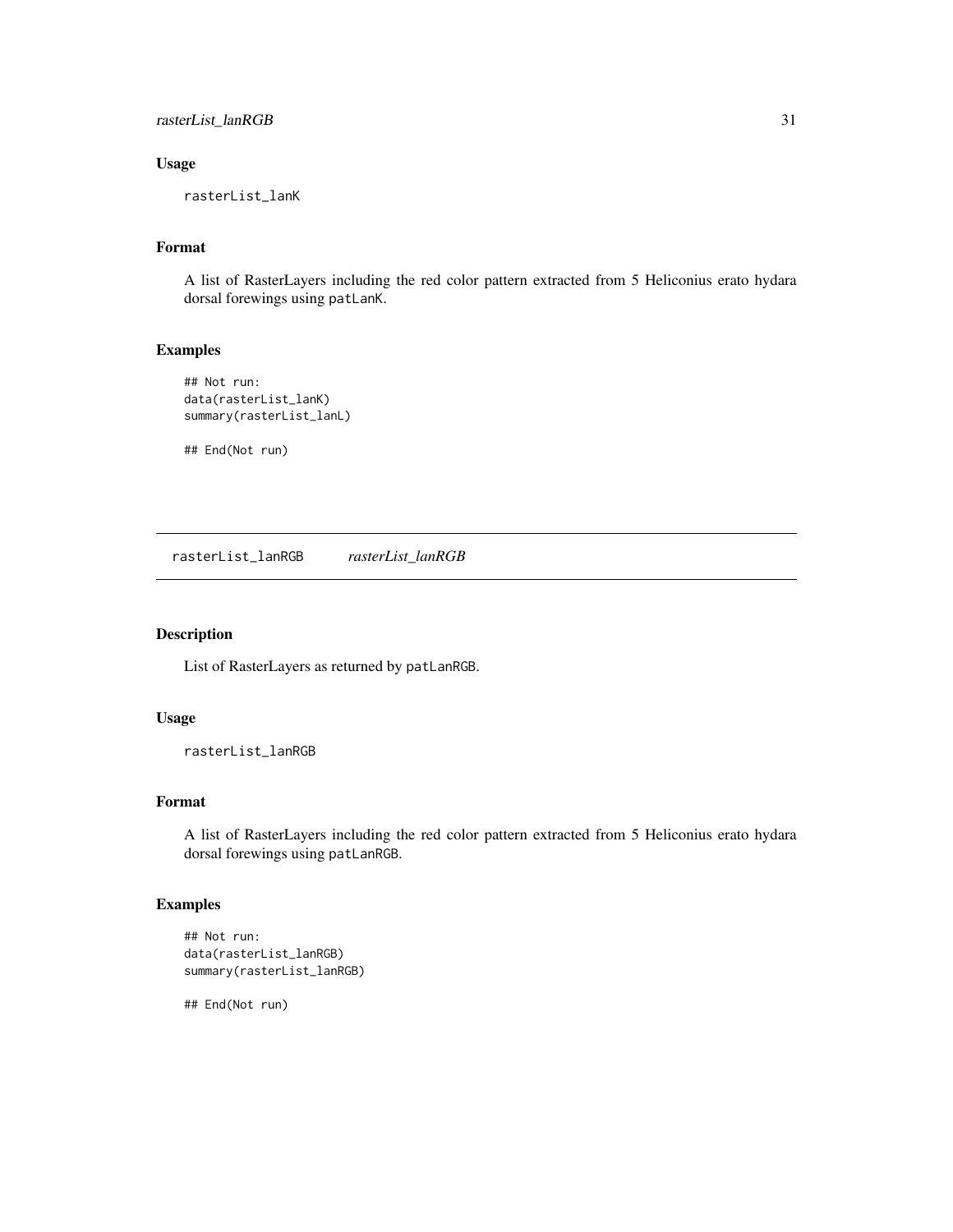### Usage

```
rasterList_lanK
```

### Format

A list of RasterLayers including the red color pattern extracted from 5 Heliconius erato hydara dorsal forewings using `patLanK`.

### Examples

```
## Not run:
data(rasterList_lanK)
summary(rasterList_lanL)

## End(Not run)
```

---

## rasterList_lanRGB *rasterList_lanRGB*

---

### Description

List of RasterLayers as returned by `patLanRGB`.

### Usage

```
rasterList_lanRGB
```

### Format

A list of RasterLayers including the red color pattern extracted from 5 Heliconius erato hydara dorsal forewings using `patLanRGB`.

### Examples

```
## Not run:
data(rasterList_lanRGB)
summary(rasterList_lanRGB)

## End(Not run)
```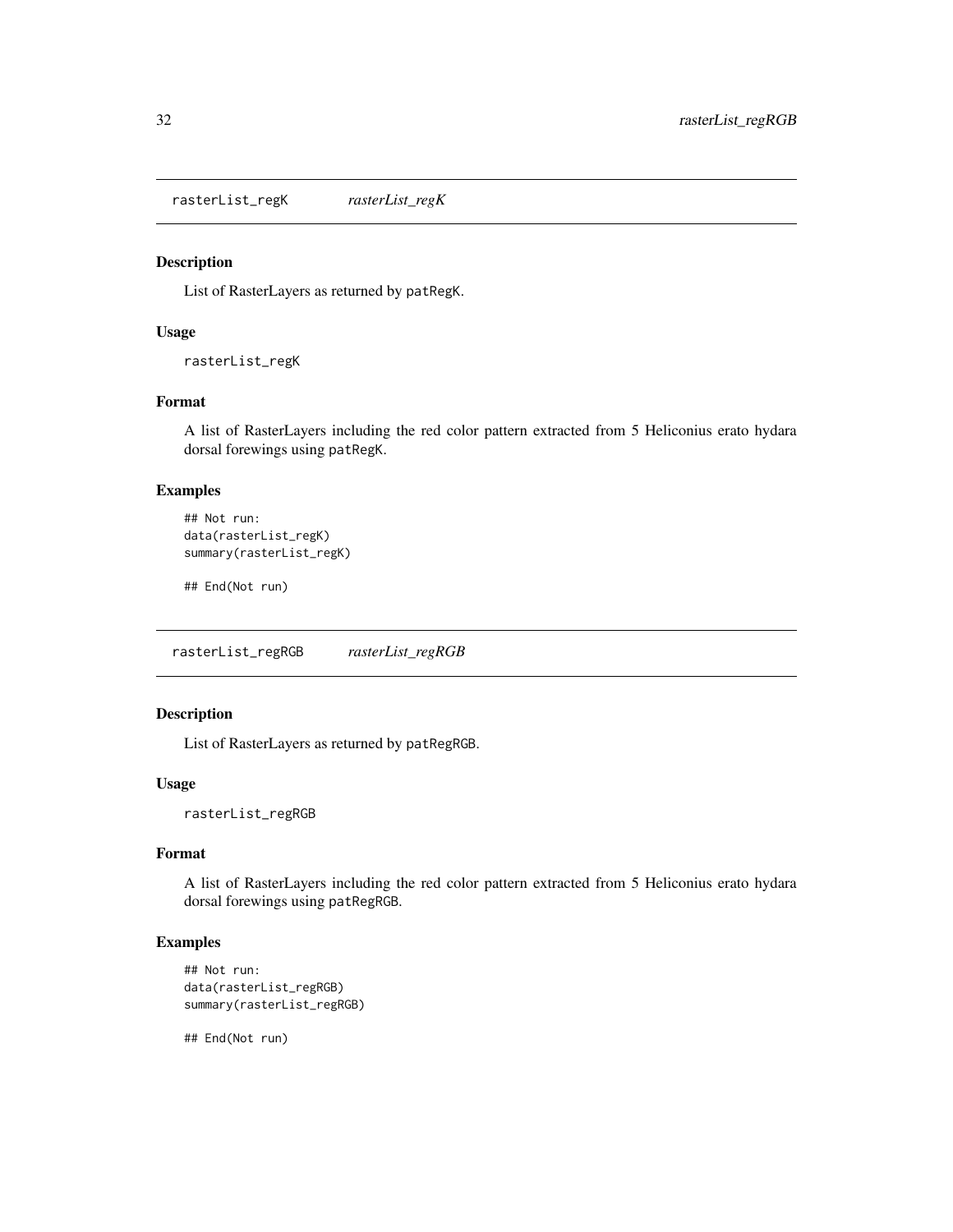## rasterList_regK *rasterList_regK*

### Description

List of RasterLayers as returned by `patRegK`.

### Usage

```
rasterList_regK
```

### Format

A list of RasterLayers including the red color pattern extracted from 5 Heliconius erato hydara dorsal forewings using `patRegK`.

### Examples

```
## Not run:
data(rasterList_regK)
summary(rasterList_regK)

## End(Not run)
```

## rasterList_regRGB *rasterList_regRGB*

### Description

List of RasterLayers as returned by `patRegRGB`.

### Usage

```
rasterList_regRGB
```

### Format

A list of RasterLayers including the red color pattern extracted from 5 Heliconius erato hydara dorsal forewings using `patRegRGB`.

### Examples

```
## Not run:
data(rasterList_regRGB)
summary(rasterList_regRGB)

## End(Not run)
```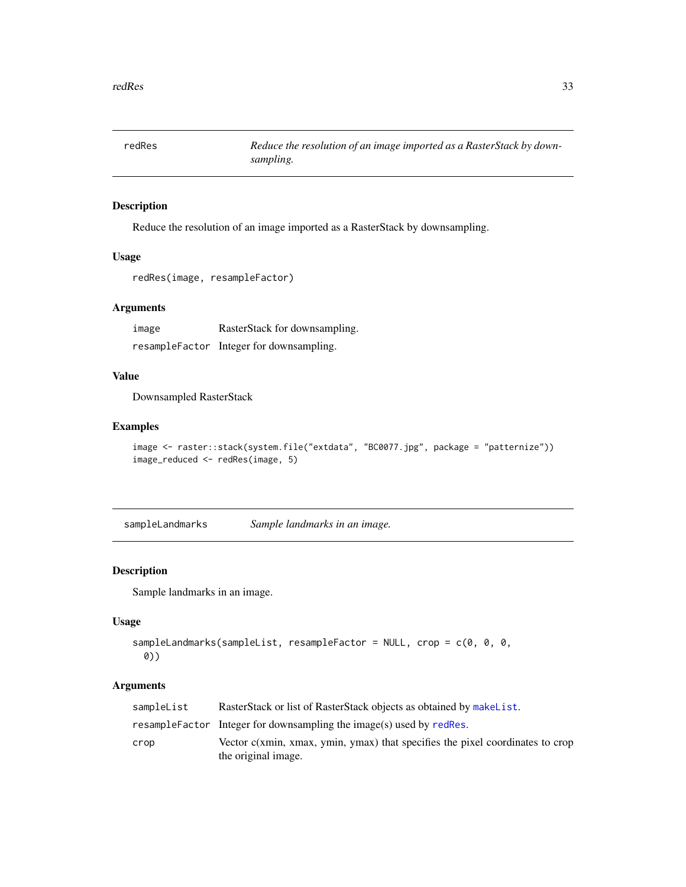## redRes — *Reduce the resolution of an image imported as a RasterStack by downsampling.*

### Description

Reduce the resolution of an image imported as a RasterStack by downsampling.

### Usage

```
redRes(image, resampleFactor)
```

### Arguments

| | |
|---|---|
| image | RasterStack for downsampling. |
| resampleFactor | Integer for downsampling. |

### Value

Downsampled RasterStack

### Examples

```
image <- raster::stack(system.file("extdata", "BC0077.jpg", package = "patternize"))
image_reduced <- redRes(image, 5)
```

## sampleLandmarks — *Sample landmarks in an image.*

### Description

Sample landmarks in an image.

### Usage

```
sampleLandmarks(sampleList, resampleFactor = NULL, crop = c(0, 0, 0,
  0))
```

### Arguments

| | |
|---|---|
| sampleList | RasterStack or list of RasterStack objects as obtained by makeList. |
| resampleFactor | Integer for downsampling the image(s) used by redRes. |
| crop | Vector c(xmin, xmax, ymin, ymax) that specifies the pixel coordinates to crop the original image. |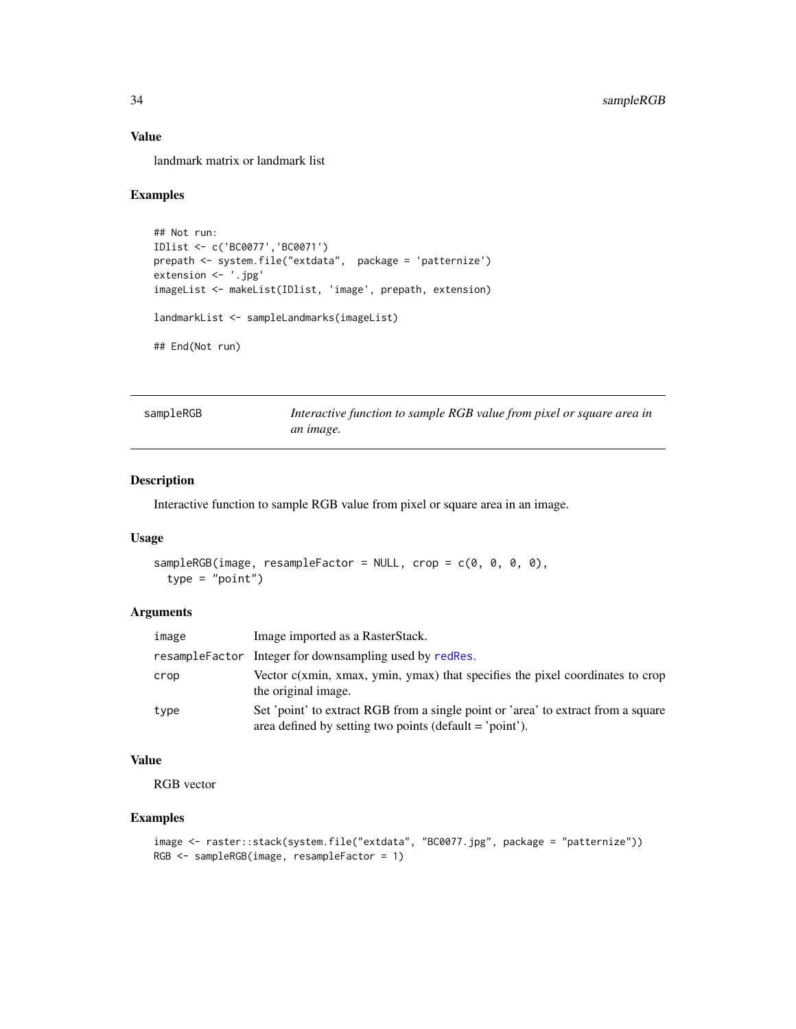### Value

landmark matrix or landmark list

### Examples

```
## Not run:
IDlist <- c('BC0077','BC0071')
prepath <- system.file("extdata",  package = 'patternize')
extension <- '.jpg'
imageList <- makeList(IDlist, 'image', prepath, extension)

landmarkList <- sampleLandmarks(imageList)

## End(Not run)
```

## sampleRGB — *Interactive function to sample RGB value from pixel or square area in an image.*

### Description

Interactive function to sample RGB value from pixel or square area in an image.

### Usage

```
sampleRGB(image, resampleFactor = NULL, crop = c(0, 0, 0, 0),
  type = "point")
```

### Arguments

| | |
|---|---|
| image | Image imported as a RasterStack. |
| resampleFactor | Integer for downsampling used by redRes. |
| crop | Vector c(xmin, xmax, ymin, ymax) that specifies the pixel coordinates to crop the original image. |
| type | Set 'point' to extract RGB from a single point or 'area' to extract from a square area defined by setting two points (default = 'point'). |

### Value

RGB vector

### Examples

```
image <- raster::stack(system.file("extdata", "BC0077.jpg", package = "patternize"))
RGB <- sampleRGB(image, resampleFactor = 1)
```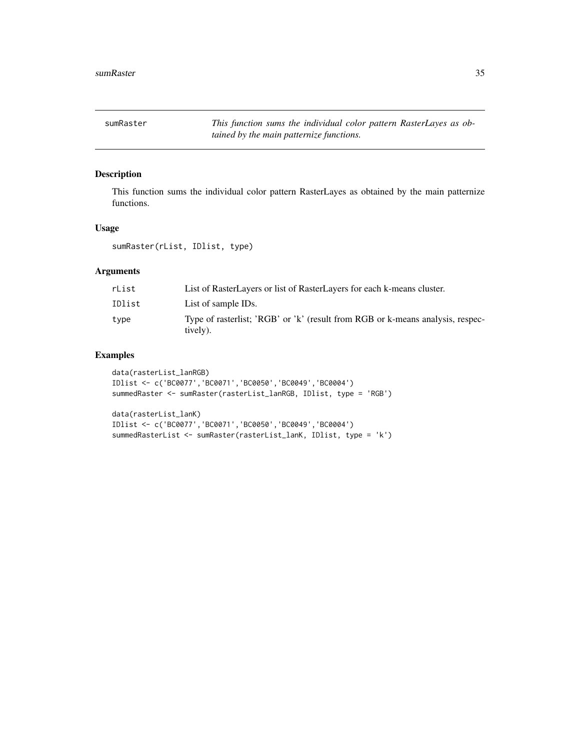# sumRaster

*This function sums the individual color pattern RasterLayes as obtained by the main patternize functions.*

## Description

This function sums the individual color pattern RasterLayes as obtained by the main patternize functions.

## Usage

```
sumRaster(rList, IDlist, type)
```

## Arguments

| | |
|---|---|
| rList | List of RasterLayers or list of RasterLayers for each k-means cluster. |
| IDlist | List of sample IDs. |
| type | Type of rasterlist; 'RGB' or 'k' (result from RGB or k-means analysis, respectively). |

## Examples

```
data(rasterList_lanRGB)
IDlist <- c('BC0077','BC0071','BC0050','BC0049','BC0004')
summedRaster <- sumRaster(rasterList_lanRGB, IDlist, type = 'RGB')

data(rasterList_lanK)
IDlist <- c('BC0077','BC0071','BC0050','BC0049','BC0004')
summedRasterList <- sumRaster(rasterList_lanK, IDlist, type = 'k')
```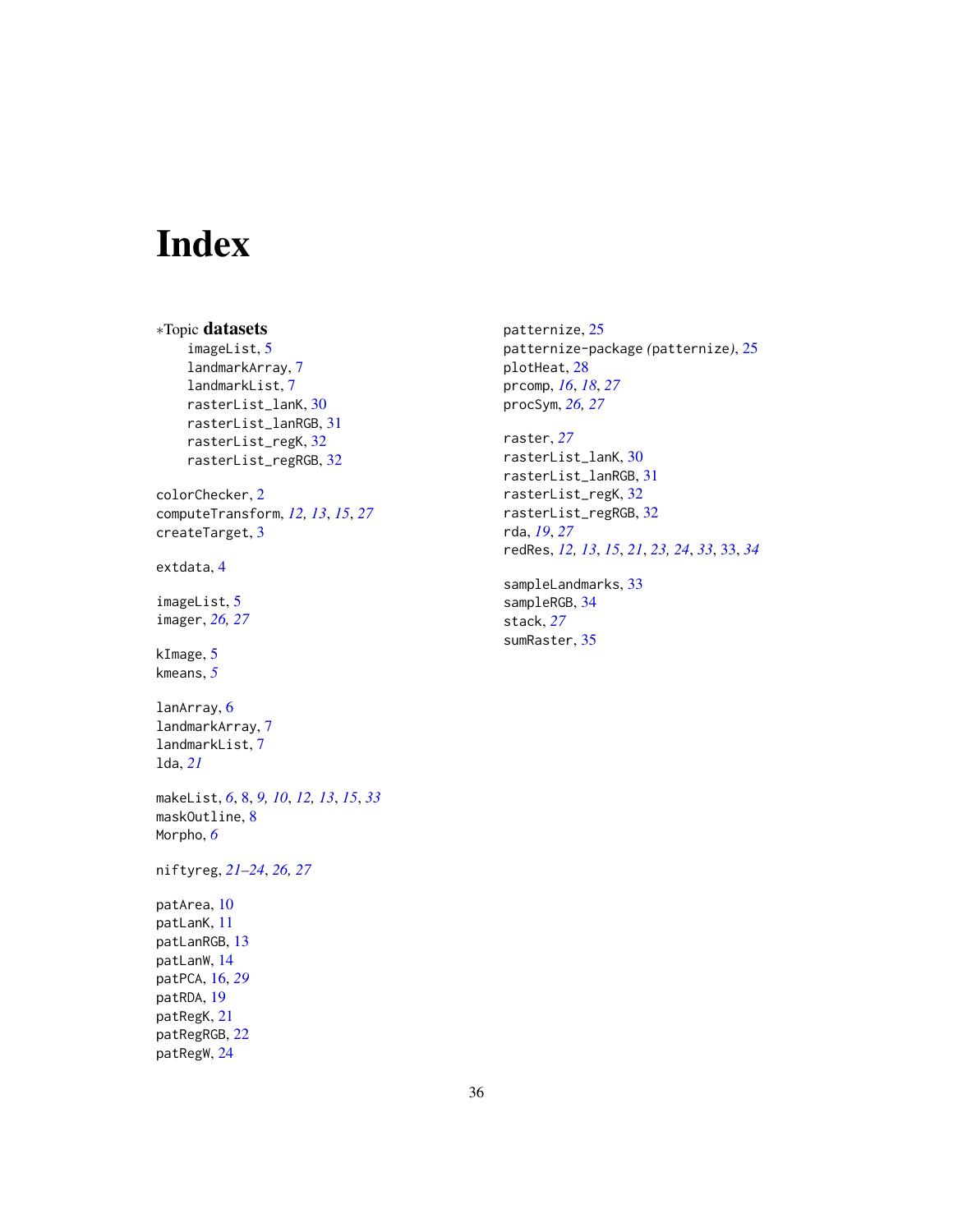# Index

∗Topic **datasets**

imageList, 5
landmarkArray, 7
landmarkList, 7
rasterList_lanK, 30
rasterList_lanRGB, 31
rasterList_regK, 32
rasterList_regRGB, 32

colorChecker, 2
computeTransform, *12, 13*, *15*, *27*
createTarget, 3

extdata, 4

imageList, 5
imager, *26, 27*

kImage, 5
kmeans, *5*

lanArray, 6
landmarkArray, 7
landmarkList, 7
lda, *21*

makeList, *6*, 8, *9, 10*, *12, 13*, *15*, *33*
maskOutline, 8
Morpho, *6*

niftyreg, *21–24*, *26, 27*

patArea, 10
patLanK, 11
patLanRGB, 13
patLanW, 14
patPCA, 16, *29*
patRDA, 19
patRegK, 21
patRegRGB, 22
patRegW, 24
patternize, 25
patternize-package *(*patternize*)*, 25
plotHeat, 28
prcomp, *16*, *18*, *27*
procSym, *26, 27*

raster, *27*
rasterList_lanK, 30
rasterList_lanRGB, 31
rasterList_regK, 32
rasterList_regRGB, 32
rda, *19*, *27*
redRes, *12, 13*, *15*, *21*, *23, 24*, *33*, 33, *34*

sampleLandmarks, 33
sampleRGB, 34
stack, *27*
sumRaster, 35